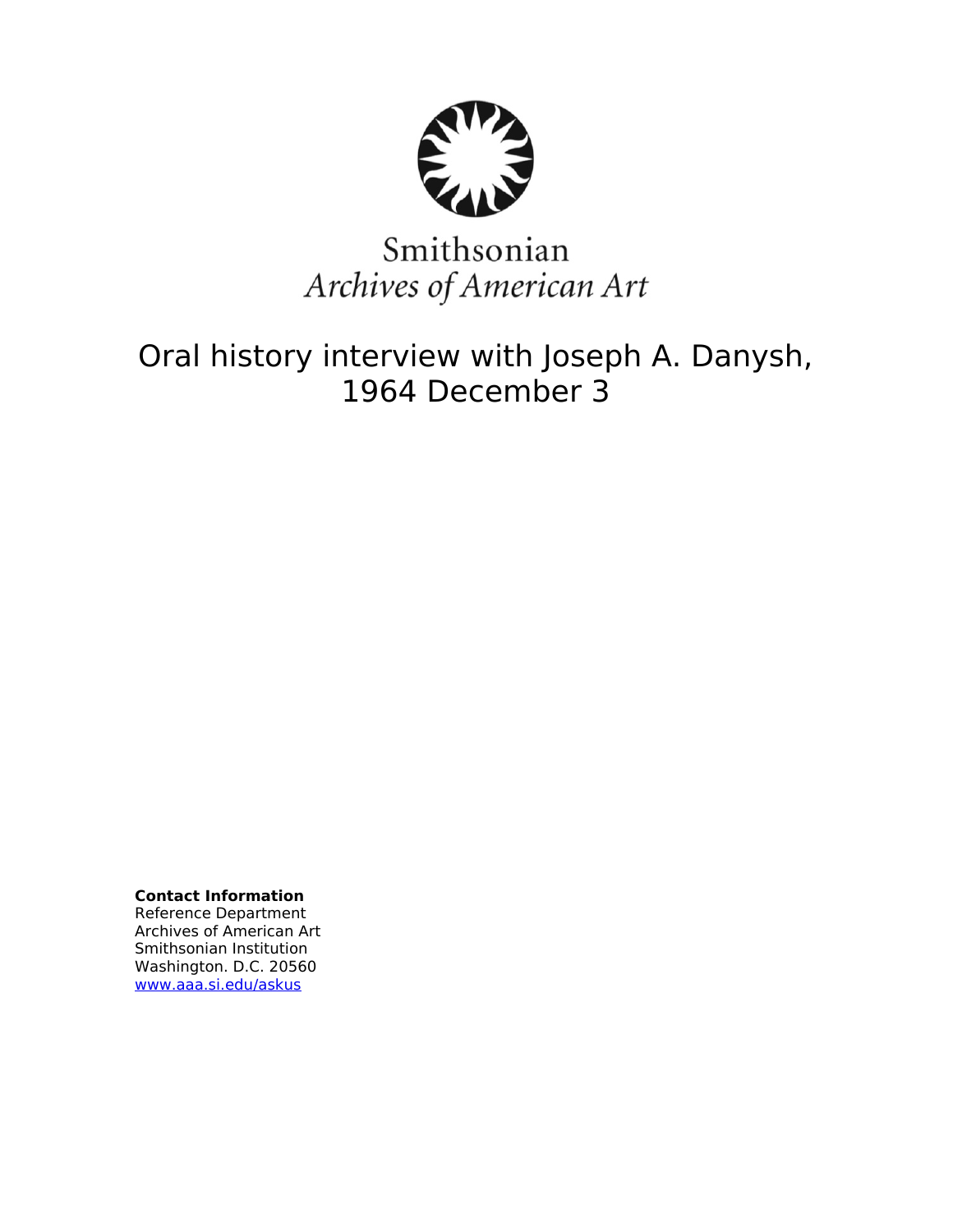Smithsonian
*Archives of American Art*

# Oral history interview with Joseph A. Danysh, 1964 December 3

**Contact Information**
Reference Department
Archives of American Art
Smithsonian Institution
Washington. D.C. 20560
[www.aaa.si.edu/askus](http://www.aaa.si.edu/askus)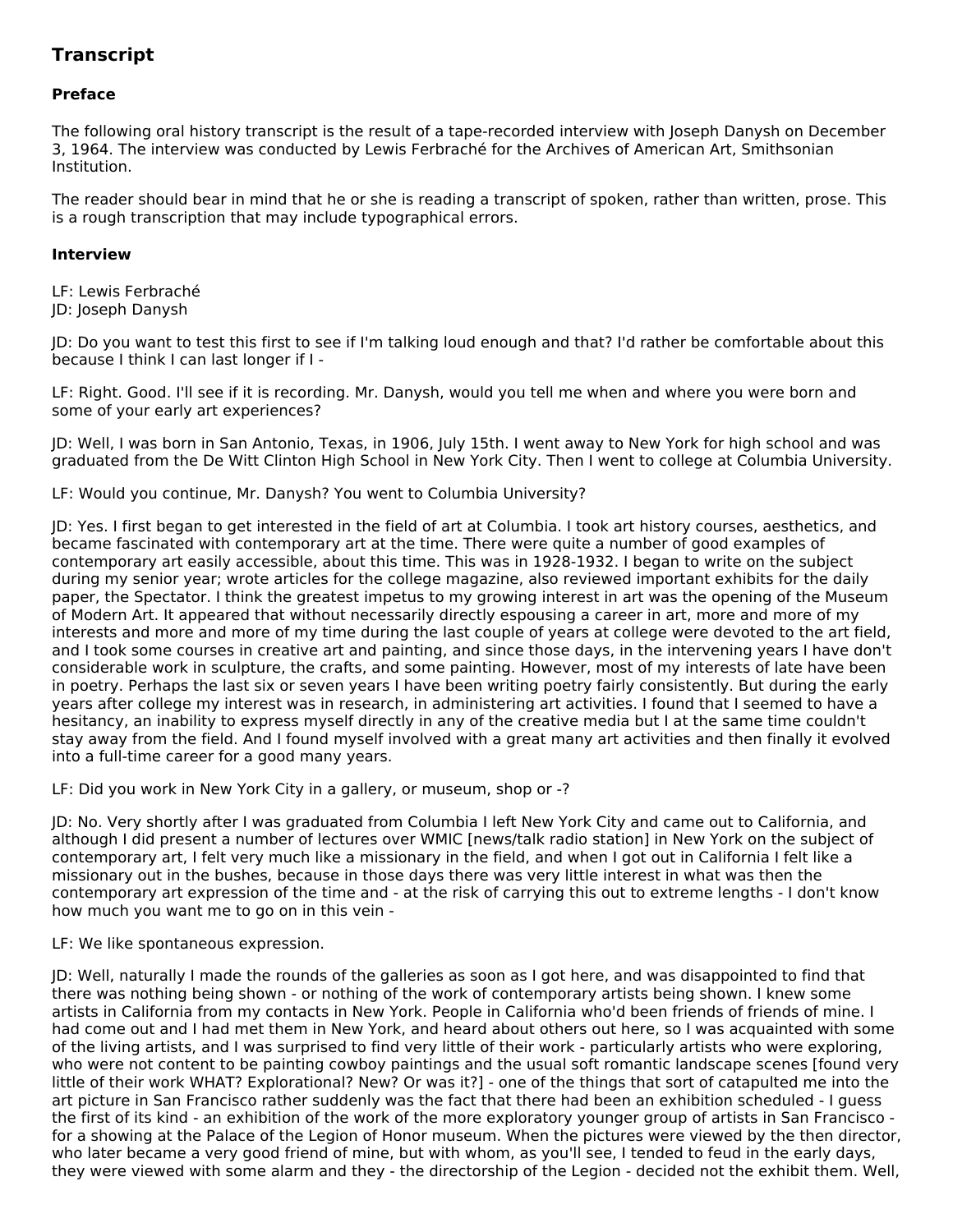## Transcript

### Preface

The following oral history transcript is the result of a tape-recorded interview with Joseph Danysh on December 3, 1964. The interview was conducted by Lewis Ferbraché for the Archives of American Art, Smithsonian Institution.

The reader should bear in mind that he or she is reading a transcript of spoken, rather than written, prose. This is a rough transcription that may include typographical errors.

### Interview

LF: Lewis Ferbraché
JD: Joseph Danysh

JD: Do you want to test this first to see if I'm talking loud enough and that? I'd rather be comfortable about this because I think I can last longer if I -

LF: Right. Good. I'll see if it is recording. Mr. Danysh, would you tell me when and where you were born and some of your early art experiences?

JD: Well, I was born in San Antonio, Texas, in 1906, July 15th. I went away to New York for high school and was graduated from the De Witt Clinton High School in New York City. Then I went to college at Columbia University.

LF: Would you continue, Mr. Danysh? You went to Columbia University?

JD: Yes. I first began to get interested in the field of art at Columbia. I took art history courses, aesthetics, and became fascinated with contemporary art at the time. There were quite a number of good examples of contemporary art easily accessible, about this time. This was in 1928-1932. I began to write on the subject during my senior year; wrote articles for the college magazine, also reviewed important exhibits for the daily paper, the Spectator. I think the greatest impetus to my growing interest in art was the opening of the Museum of Modern Art. It appeared that without necessarily directly espousing a career in art, more and more of my interests and more and more of my time during the last couple of years at college were devoted to the art field, and I took some courses in creative art and painting, and since those days, in the intervening years I have don't considerable work in sculpture, the crafts, and some painting. However, most of my interests of late have been in poetry. Perhaps the last six or seven years I have been writing poetry fairly consistently. But during the early years after college my interest was in research, in administering art activities. I found that I seemed to have a hesitancy, an inability to express myself directly in any of the creative media but I at the same time couldn't stay away from the field. And I found myself involved with a great many art activities and then finally it evolved into a full-time career for a good many years.

LF: Did you work in New York City in a gallery, or museum, shop or -?

JD: No. Very shortly after I was graduated from Columbia I left New York City and came out to California, and although I did present a number of lectures over WMIC [news/talk radio station] in New York on the subject of contemporary art, I felt very much like a missionary in the field, and when I got out in California I felt like a missionary out in the bushes, because in those days there was very little interest in what was then the contemporary art expression of the time and - at the risk of carrying this out to extreme lengths - I don't know how much you want me to go on in this vein -

LF: We like spontaneous expression.

JD: Well, naturally I made the rounds of the galleries as soon as I got here, and was disappointed to find that there was nothing being shown - or nothing of the work of contemporary artists being shown. I knew some artists in California from my contacts in New York. People in California who'd been friends of friends of mine. I had come out and I had met them in New York, and heard about others out here, so I was acquainted with some of the living artists, and I was surprised to find very little of their work - particularly artists who were exploring, who were not content to be painting cowboy paintings and the usual soft romantic landscape scenes [found very little of their work WHAT? Explorational? New? Or was it?] - one of the things that sort of catapulted me into the art picture in San Francisco rather suddenly was the fact that there had been an exhibition scheduled - I guess the first of its kind - an exhibition of the work of the more exploratory younger group of artists in San Francisco - for a showing at the Palace of the Legion of Honor museum. When the pictures were viewed by the then director, who later became a very good friend of mine, but with whom, as you'll see, I tended to feud in the early days, they were viewed with some alarm and they - the directorship of the Legion - decided not the exhibit them. Well,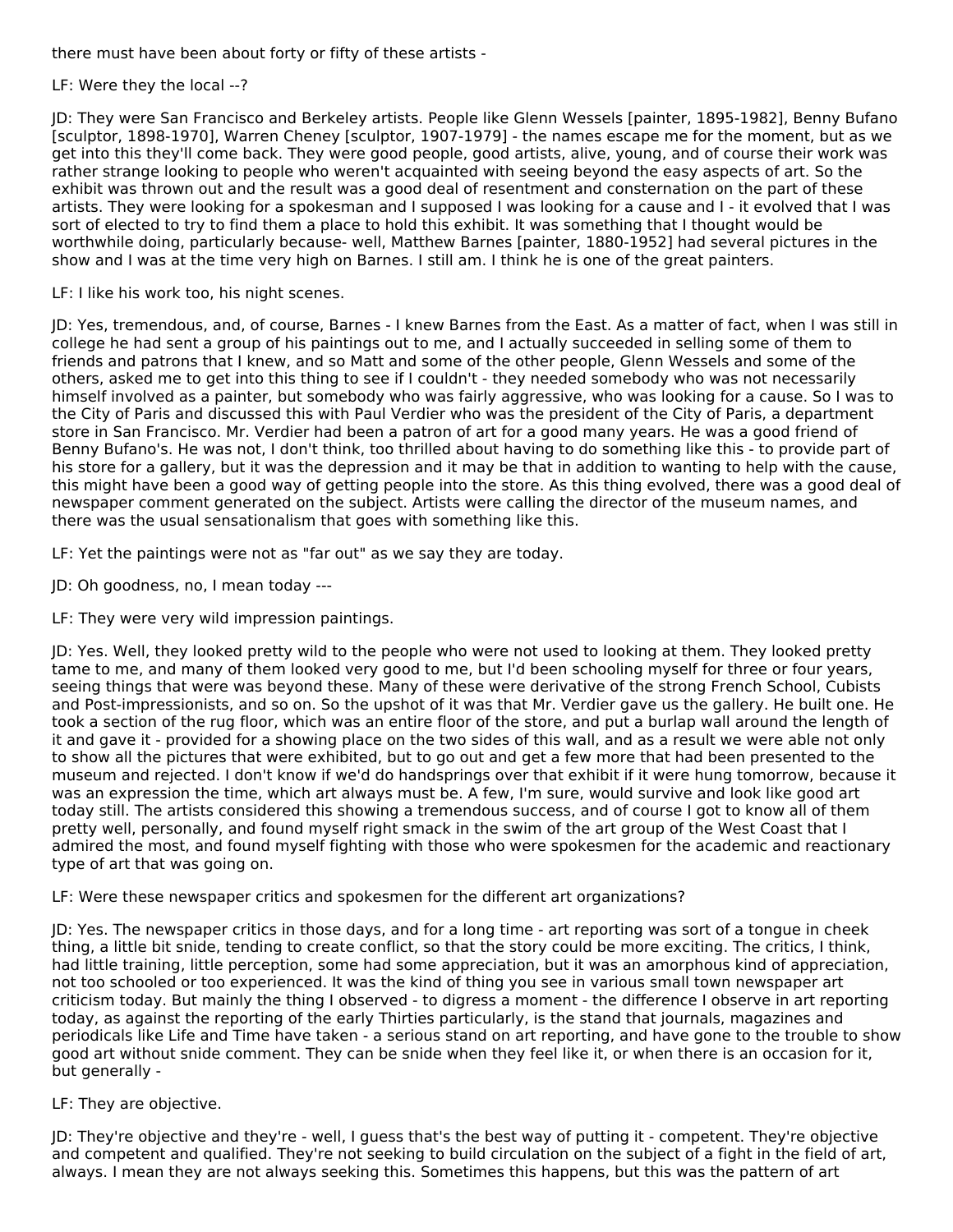there must have been about forty or fifty of these artists -

LF: Were they the local --?

JD: They were San Francisco and Berkeley artists. People like Glenn Wessels [painter, 1895-1982], Benny Bufano [sculptor, 1898-1970], Warren Cheney [sculptor, 1907-1979] - the names escape me for the moment, but as we get into this they'll come back. They were good people, good artists, alive, young, and of course their work was rather strange looking to people who weren't acquainted with seeing beyond the easy aspects of art. So the exhibit was thrown out and the result was a good deal of resentment and consternation on the part of these artists. They were looking for a spokesman and I supposed I was looking for a cause and I - it evolved that I was sort of elected to try to find them a place to hold this exhibit. It was something that I thought would be worthwhile doing, particularly because- well, Matthew Barnes [painter, 1880-1952] had several pictures in the show and I was at the time very high on Barnes. I still am. I think he is one of the great painters.

LF: I like his work too, his night scenes.

JD: Yes, tremendous, and, of course, Barnes - I knew Barnes from the East. As a matter of fact, when I was still in college he had sent a group of his paintings out to me, and I actually succeeded in selling some of them to friends and patrons that I knew, and so Matt and some of the other people, Glenn Wessels and some of the others, asked me to get into this thing to see if I couldn't - they needed somebody who was not necessarily himself involved as a painter, but somebody who was fairly aggressive, who was looking for a cause. So I was to the City of Paris and discussed this with Paul Verdier who was the president of the City of Paris, a department store in San Francisco. Mr. Verdier had been a patron of art for a good many years. He was a good friend of Benny Bufano's. He was not, I don't think, too thrilled about having to do something like this - to provide part of his store for a gallery, but it was the depression and it may be that in addition to wanting to help with the cause, this might have been a good way of getting people into the store. As this thing evolved, there was a good deal of newspaper comment generated on the subject. Artists were calling the director of the museum names, and there was the usual sensationalism that goes with something like this.

LF: Yet the paintings were not as "far out" as we say they are today.

JD: Oh goodness, no, I mean today ---

LF: They were very wild impression paintings.

JD: Yes. Well, they looked pretty wild to the people who were not used to looking at them. They looked pretty tame to me, and many of them looked very good to me, but I'd been schooling myself for three or four years, seeing things that were was beyond these. Many of these were derivative of the strong French School, Cubists and Post-impressionists, and so on. So the upshot of it was that Mr. Verdier gave us the gallery. He built one. He took a section of the rug floor, which was an entire floor of the store, and put a burlap wall around the length of it and gave it - provided for a showing place on the two sides of this wall, and as a result we were able not only to show all the pictures that were exhibited, but to go out and get a few more that had been presented to the museum and rejected. I don't know if we'd do handsprings over that exhibit if it were hung tomorrow, because it was an expression the time, which art always must be. A few, I'm sure, would survive and look like good art today still. The artists considered this showing a tremendous success, and of course I got to know all of them pretty well, personally, and found myself right smack in the swim of the art group of the West Coast that I admired the most, and found myself fighting with those who were spokesmen for the academic and reactionary type of art that was going on.

LF: Were these newspaper critics and spokesmen for the different art organizations?

JD: Yes. The newspaper critics in those days, and for a long time - art reporting was sort of a tongue in cheek thing, a little bit snide, tending to create conflict, so that the story could be more exciting. The critics, I think, had little training, little perception, some had some appreciation, but it was an amorphous kind of appreciation, not too schooled or too experienced. It was the kind of thing you see in various small town newspaper art criticism today. But mainly the thing I observed - to digress a moment - the difference I observe in art reporting today, as against the reporting of the early Thirties particularly, is the stand that journals, magazines and periodicals like Life and Time have taken - a serious stand on art reporting, and have gone to the trouble to show good art without snide comment. They can be snide when they feel like it, or when there is an occasion for it, but generally -

LF: They are objective.

JD: They're objective and they're - well, I guess that's the best way of putting it - competent. They're objective and competent and qualified. They're not seeking to build circulation on the subject of a fight in the field of art, always. I mean they are not always seeking this. Sometimes this happens, but this was the pattern of art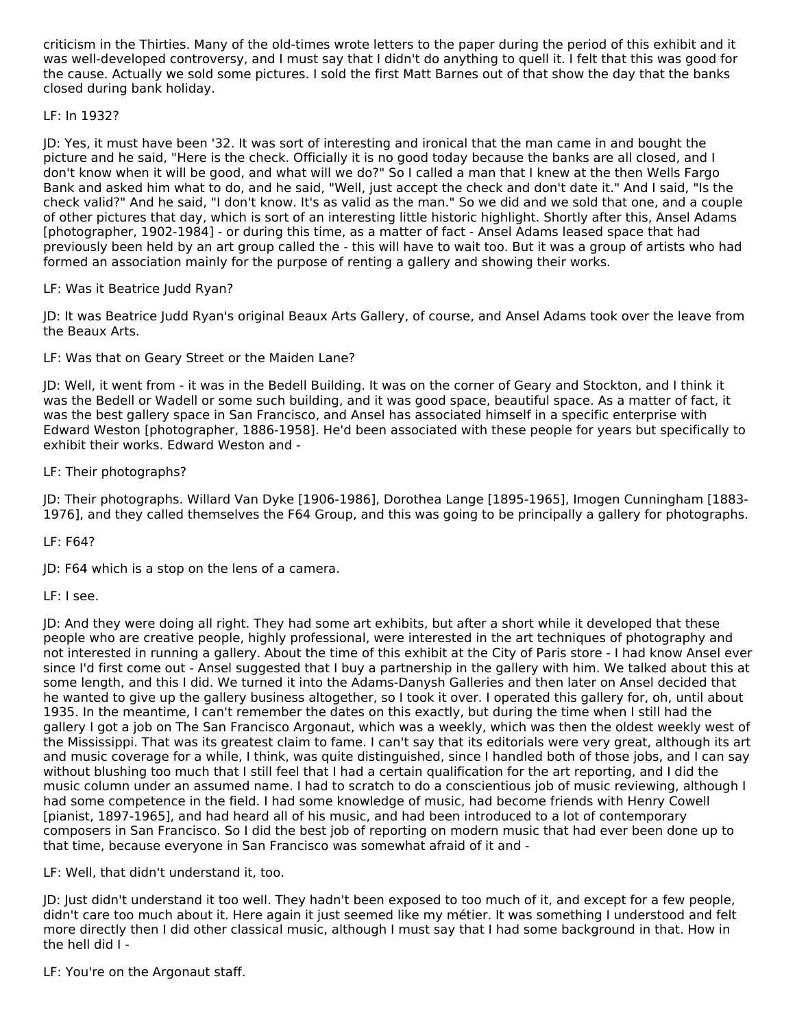criticism in the Thirties. Many of the old-times wrote letters to the paper during the period of this exhibit and it was well-developed controversy, and I must say that I didn't do anything to quell it. I felt that this was good for the cause. Actually we sold some pictures. I sold the first Matt Barnes out of that show the day that the banks closed during bank holiday.

LF: In 1932?

JD: Yes, it must have been '32. It was sort of interesting and ironical that the man came in and bought the picture and he said, "Here is the check. Officially it is no good today because the banks are all closed, and I don't know when it will be good, and what will we do?" So I called a man that I knew at the then Wells Fargo Bank and asked him what to do, and he said, "Well, just accept the check and don't date it." And I said, "Is the check valid?" And he said, "I don't know. It's as valid as the man." So we did and we sold that one, and a couple of other pictures that day, which is sort of an interesting little historic highlight. Shortly after this, Ansel Adams [photographer, 1902-1984] - or during this time, as a matter of fact - Ansel Adams leased space that had previously been held by an art group called the - this will have to wait too. But it was a group of artists who had formed an association mainly for the purpose of renting a gallery and showing their works.

LF: Was it Beatrice Judd Ryan?

JD: It was Beatrice Judd Ryan's original Beaux Arts Gallery, of course, and Ansel Adams took over the leave from the Beaux Arts.

LF: Was that on Geary Street or the Maiden Lane?

JD: Well, it went from - it was in the Bedell Building. It was on the corner of Geary and Stockton, and I think it was the Bedell or Wadell or some such building, and it was good space, beautiful space. As a matter of fact, it was the best gallery space in San Francisco, and Ansel has associated himself in a specific enterprise with Edward Weston [photographer, 1886-1958]. He'd been associated with these people for years but specifically to exhibit their works. Edward Weston and -

LF: Their photographs?

JD: Their photographs. Willard Van Dyke [1906-1986], Dorothea Lange [1895-1965], Imogen Cunningham [1883-1976], and they called themselves the F64 Group, and this was going to be principally a gallery for photographs.

LF: F64?

JD: F64 which is a stop on the lens of a camera.

LF: I see.

JD: And they were doing all right. They had some art exhibits, but after a short while it developed that these people who are creative people, highly professional, were interested in the art techniques of photography and not interested in running a gallery. About the time of this exhibit at the City of Paris store - I had know Ansel ever since I'd first come out - Ansel suggested that I buy a partnership in the gallery with him. We talked about this at some length, and this I did. We turned it into the Adams-Danysh Galleries and then later on Ansel decided that he wanted to give up the gallery business altogether, so I took it over. I operated this gallery for, oh, until about 1935. In the meantime, I can't remember the dates on this exactly, but during the time when I still had the gallery I got a job on The San Francisco Argonaut, which was a weekly, which was then the oldest weekly west of the Mississippi. That was its greatest claim to fame. I can't say that its editorials were very great, although its art and music coverage for a while, I think, was quite distinguished, since I handled both of those jobs, and I can say without blushing too much that I still feel that I had a certain qualification for the art reporting, and I did the music column under an assumed name. I had to scratch to do a conscientious job of music reviewing, although I had some competence in the field. I had some knowledge of music, had become friends with Henry Cowell [pianist, 1897-1965], and had heard all of his music, and had been introduced to a lot of contemporary composers in San Francisco. So I did the best job of reporting on modern music that had ever been done up to that time, because everyone in San Francisco was somewhat afraid of it and -

LF: Well, that didn't understand it, too.

JD: Just didn't understand it too well. They hadn't been exposed to too much of it, and except for a few people, didn't care too much about it. Here again it just seemed like my métier. It was something I understood and felt more directly then I did other classical music, although I must say that I had some background in that. How in the hell did I -

LF: You're on the Argonaut staff.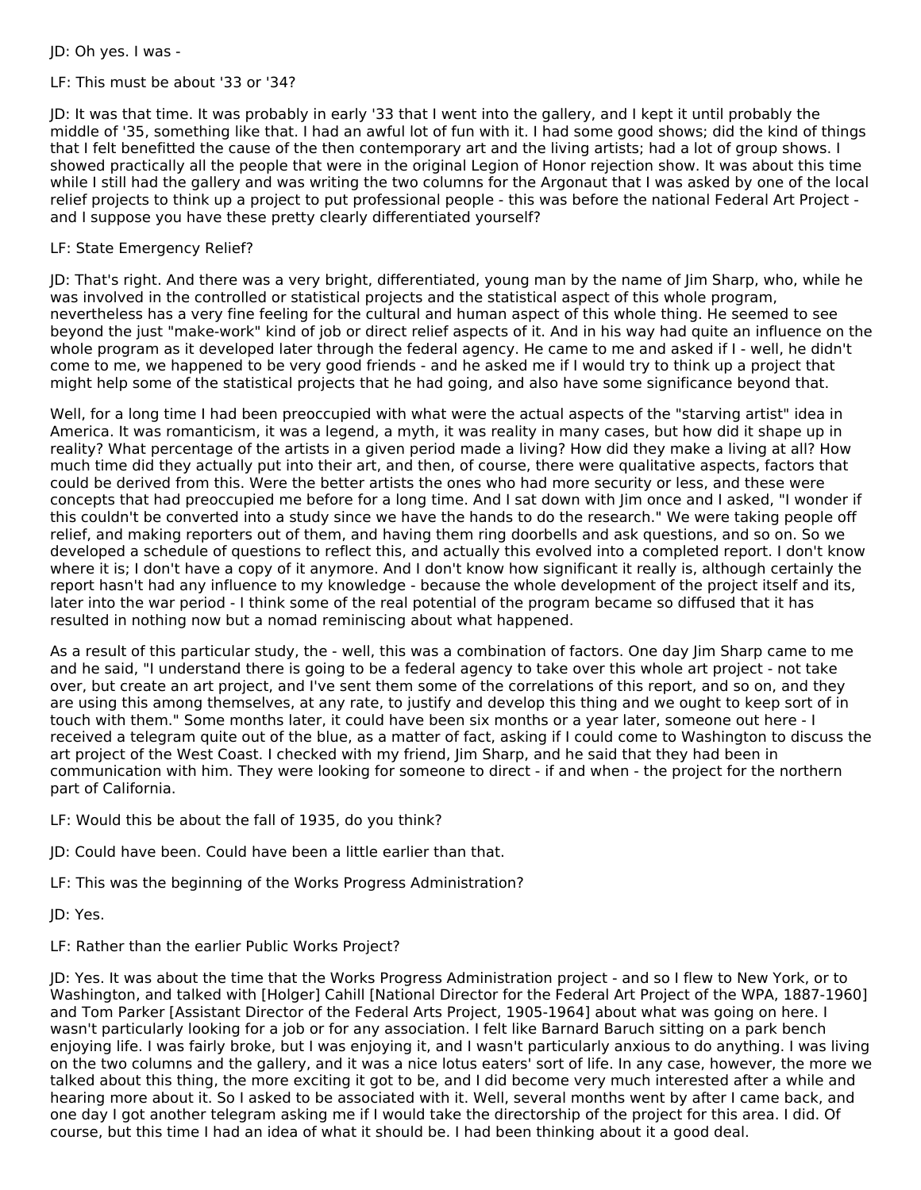JD: Oh yes. I was -

LF: This must be about '33 or '34?

JD: It was that time. It was probably in early '33 that I went into the gallery, and I kept it until probably the middle of '35, something like that. I had an awful lot of fun with it. I had some good shows; did the kind of things that I felt benefitted the cause of the then contemporary art and the living artists; had a lot of group shows. I showed practically all the people that were in the original Legion of Honor rejection show. It was about this time while I still had the gallery and was writing the two columns for the Argonaut that I was asked by one of the local relief projects to think up a project to put professional people - this was before the national Federal Art Project - and I suppose you have these pretty clearly differentiated yourself?

LF: State Emergency Relief?

JD: That's right. And there was a very bright, differentiated, young man by the name of Jim Sharp, who, while he was involved in the controlled or statistical projects and the statistical aspect of this whole program, nevertheless has a very fine feeling for the cultural and human aspect of this whole thing. He seemed to see beyond the just "make-work" kind of job or direct relief aspects of it. And in his way had quite an influence on the whole program as it developed later through the federal agency. He came to me and asked if I - well, he didn't come to me, we happened to be very good friends - and he asked me if I would try to think up a project that might help some of the statistical projects that he had going, and also have some significance beyond that.

Well, for a long time I had been preoccupied with what were the actual aspects of the "starving artist" idea in America. It was romanticism, it was a legend, a myth, it was reality in many cases, but how did it shape up in reality? What percentage of the artists in a given period made a living? How did they make a living at all? How much time did they actually put into their art, and then, of course, there were qualitative aspects, factors that could be derived from this. Were the better artists the ones who had more security or less, and these were concepts that had preoccupied me before for a long time. And I sat down with Jim once and I asked, "I wonder if this couldn't be converted into a study since we have the hands to do the research." We were taking people off relief, and making reporters out of them, and having them ring doorbells and ask questions, and so on. So we developed a schedule of questions to reflect this, and actually this evolved into a completed report. I don't know where it is; I don't have a copy of it anymore. And I don't know how significant it really is, although certainly the report hasn't had any influence to my knowledge - because the whole development of the project itself and its, later into the war period - I think some of the real potential of the program became so diffused that it has resulted in nothing now but a nomad reminiscing about what happened.

As a result of this particular study, the - well, this was a combination of factors. One day Jim Sharp came to me and he said, "I understand there is going to be a federal agency to take over this whole art project - not take over, but create an art project, and I've sent them some of the correlations of this report, and so on, and they are using this among themselves, at any rate, to justify and develop this thing and we ought to keep sort of in touch with them." Some months later, it could have been six months or a year later, someone out here - I received a telegram quite out of the blue, as a matter of fact, asking if I could come to Washington to discuss the art project of the West Coast. I checked with my friend, Jim Sharp, and he said that they had been in communication with him. They were looking for someone to direct - if and when - the project for the northern part of California.

LF: Would this be about the fall of 1935, do you think?

JD: Could have been. Could have been a little earlier than that.

LF: This was the beginning of the Works Progress Administration?

JD: Yes.

LF: Rather than the earlier Public Works Project?

JD: Yes. It was about the time that the Works Progress Administration project - and so I flew to New York, or to Washington, and talked with [Holger] Cahill [National Director for the Federal Art Project of the WPA, 1887-1960] and Tom Parker [Assistant Director of the Federal Arts Project, 1905-1964] about what was going on here. I wasn't particularly looking for a job or for any association. I felt like Barnard Baruch sitting on a park bench enjoying life. I was fairly broke, but I was enjoying it, and I wasn't particularly anxious to do anything. I was living on the two columns and the gallery, and it was a nice lotus eaters' sort of life. In any case, however, the more we talked about this thing, the more exciting it got to be, and I did become very much interested after a while and hearing more about it. So I asked to be associated with it. Well, several months went by after I came back, and one day I got another telegram asking me if I would take the directorship of the project for this area. I did. Of course, but this time I had an idea of what it should be. I had been thinking about it a good deal.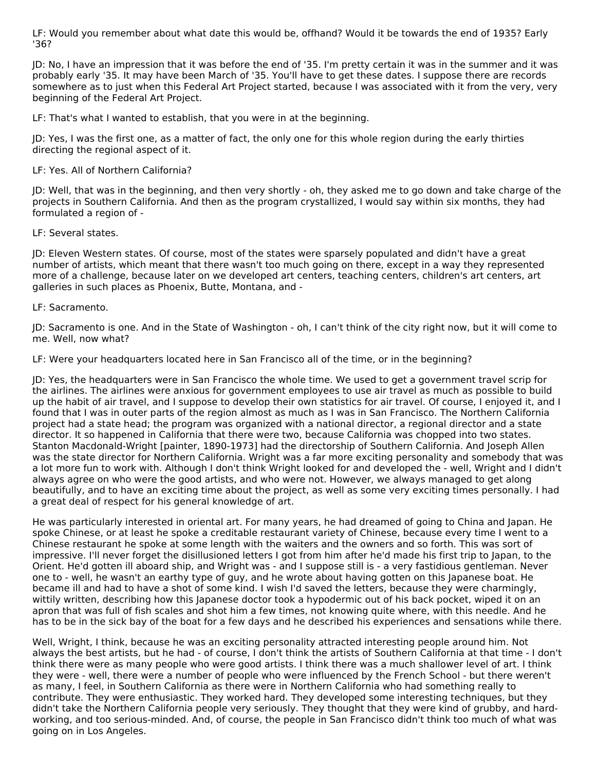LF: Would you remember about what date this would be, offhand? Would it be towards the end of 1935? Early '36?

JD: No, I have an impression that it was before the end of '35. I'm pretty certain it was in the summer and it was probably early '35. It may have been March of '35. You'll have to get these dates. I suppose there are records somewhere as to just when this Federal Art Project started, because I was associated with it from the very, very beginning of the Federal Art Project.

LF: That's what I wanted to establish, that you were in at the beginning.

JD: Yes, I was the first one, as a matter of fact, the only one for this whole region during the early thirties directing the regional aspect of it.

LF: Yes. All of Northern California?

JD: Well, that was in the beginning, and then very shortly - oh, they asked me to go down and take charge of the projects in Southern California. And then as the program crystallized, I would say within six months, they had formulated a region of -

LF: Several states.

JD: Eleven Western states. Of course, most of the states were sparsely populated and didn't have a great number of artists, which meant that there wasn't too much going on there, except in a way they represented more of a challenge, because later on we developed art centers, teaching centers, children's art centers, art galleries in such places as Phoenix, Butte, Montana, and -

LF: Sacramento.

JD: Sacramento is one. And in the State of Washington - oh, I can't think of the city right now, but it will come to me. Well, now what?

LF: Were your headquarters located here in San Francisco all of the time, or in the beginning?

JD: Yes, the headquarters were in San Francisco the whole time. We used to get a government travel scrip for the airlines. The airlines were anxious for government employees to use air travel as much as possible to build up the habit of air travel, and I suppose to develop their own statistics for air travel. Of course, I enjoyed it, and I found that I was in outer parts of the region almost as much as I was in San Francisco. The Northern California project had a state head; the program was organized with a national director, a regional director and a state director. It so happened in California that there were two, because California was chopped into two states. Stanton Macdonald-Wright [painter, 1890-1973] had the directorship of Southern California. And Joseph Allen was the state director for Northern California. Wright was a far more exciting personality and somebody that was a lot more fun to work with. Although I don't think Wright looked for and developed the - well, Wright and I didn't always agree on who were the good artists, and who were not. However, we always managed to get along beautifully, and to have an exciting time about the project, as well as some very exciting times personally. I had a great deal of respect for his general knowledge of art.

He was particularly interested in oriental art. For many years, he had dreamed of going to China and Japan. He spoke Chinese, or at least he spoke a creditable restaurant variety of Chinese, because every time I went to a Chinese restaurant he spoke at some length with the waiters and the owners and so forth. This was sort of impressive. I'll never forget the disillusioned letters I got from him after he'd made his first trip to Japan, to the Orient. He'd gotten ill aboard ship, and Wright was - and I suppose still is - a very fastidious gentleman. Never one to - well, he wasn't an earthy type of guy, and he wrote about having gotten on this Japanese boat. He became ill and had to have a shot of some kind. I wish I'd saved the letters, because they were charmingly, wittily written, describing how this Japanese doctor took a hypodermic out of his back pocket, wiped it on an apron that was full of fish scales and shot him a few times, not knowing quite where, with this needle. And he has to be in the sick bay of the boat for a few days and he described his experiences and sensations while there.

Well, Wright, I think, because he was an exciting personality attracted interesting people around him. Not always the best artists, but he had - of course, I don't think the artists of Southern California at that time - I don't think there were as many people who were good artists. I think there was a much shallower level of art. I think they were - well, there were a number of people who were influenced by the French School - but there weren't as many, I feel, in Southern California as there were in Northern California who had something really to contribute. They were enthusiastic. They worked hard. They developed some interesting techniques, but they didn't take the Northern California people very seriously. They thought that they were kind of grubby, and hard-working, and too serious-minded. And, of course, the people in San Francisco didn't think too much of what was going on in Los Angeles.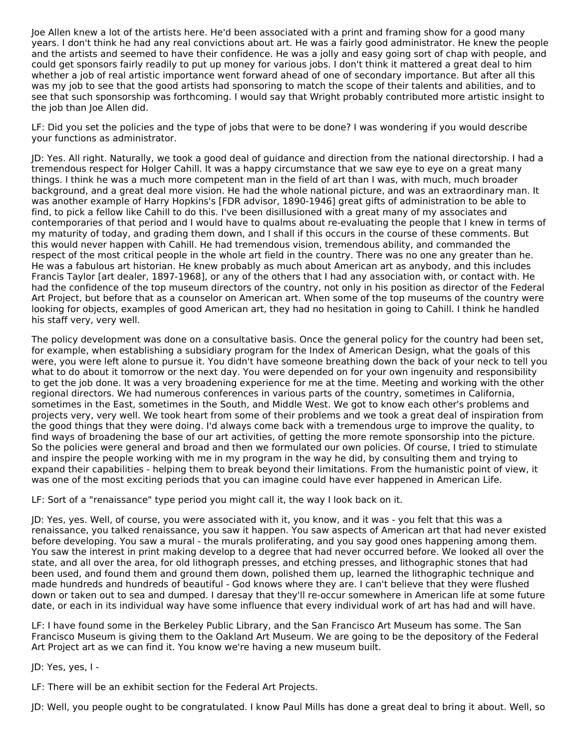Joe Allen knew a lot of the artists here. He'd been associated with a print and framing show for a good many years. I don't think he had any real convictions about art. He was a fairly good administrator. He knew the people and the artists and seemed to have their confidence. He was a jolly and easy going sort of chap with people, and could get sponsors fairly readily to put up money for various jobs. I don't think it mattered a great deal to him whether a job of real artistic importance went forward ahead of one of secondary importance. But after all this was my job to see that the good artists had sponsoring to match the scope of their talents and abilities, and to see that such sponsorship was forthcoming. I would say that Wright probably contributed more artistic insight to the job than Joe Allen did.

LF: Did you set the policies and the type of jobs that were to be done? I was wondering if you would describe your functions as administrator.

JD: Yes. All right. Naturally, we took a good deal of guidance and direction from the national directorship. I had a tremendous respect for Holger Cahill. It was a happy circumstance that we saw eye to eye on a great many things. I think he was a much more competent man in the field of art than I was, with much, much broader background, and a great deal more vision. He had the whole national picture, and was an extraordinary man. It was another example of Harry Hopkins's [FDR advisor, 1890-1946] great gifts of administration to be able to find, to pick a fellow like Cahill to do this. I've been disillusioned with a great many of my associates and contemporaries of that period and I would have to qualms about re-evaluating the people that I knew in terms of my maturity of today, and grading them down, and I shall if this occurs in the course of these comments. But this would never happen with Cahill. He had tremendous vision, tremendous ability, and commanded the respect of the most critical people in the whole art field in the country. There was no one any greater than he. He was a fabulous art historian. He knew probably as much about American art as anybody, and this includes Francis Taylor [art dealer, 1897-1968], or any of the others that I had any association with, or contact with. He had the confidence of the top museum directors of the country, not only in his position as director of the Federal Art Project, but before that as a counselor on American art. When some of the top museums of the country were looking for objects, examples of good American art, they had no hesitation in going to Cahill. I think he handled his staff very, very well.

The policy development was done on a consultative basis. Once the general policy for the country had been set, for example, when establishing a subsidiary program for the Index of American Design, what the goals of this were, you were left alone to pursue it. You didn't have someone breathing down the back of your neck to tell you what to do about it tomorrow or the next day. You were depended on for your own ingenuity and responsibility to get the job done. It was a very broadening experience for me at the time. Meeting and working with the other regional directors. We had numerous conferences in various parts of the country, sometimes in California, sometimes in the East, sometimes in the South, and Middle West. We got to know each other's problems and projects very, very well. We took heart from some of their problems and we took a great deal of inspiration from the good things that they were doing. I'd always come back with a tremendous urge to improve the quality, to find ways of broadening the base of our art activities, of getting the more remote sponsorship into the picture. So the policies were general and broad and then we formulated our own policies. Of course, I tried to stimulate and inspire the people working with me in my program in the way he did, by consulting them and trying to expand their capabilities - helping them to break beyond their limitations. From the humanistic point of view, it was one of the most exciting periods that you can imagine could have ever happened in American Life.

LF: Sort of a "renaissance" type period you might call it, the way I look back on it.

JD: Yes, yes. Well, of course, you were associated with it, you know, and it was - you felt that this was a renaissance, you talked renaissance, you saw it happen. You saw aspects of American art that had never existed before developing. You saw a mural - the murals proliferating, and you say good ones happening among them. You saw the interest in print making develop to a degree that had never occurred before. We looked all over the state, and all over the area, for old lithograph presses, and etching presses, and lithographic stones that had been used, and found them and ground them down, polished them up, learned the lithographic technique and made hundreds and hundreds of beautiful - God knows where they are. I can't believe that they were flushed down or taken out to sea and dumped. I daresay that they'll re-occur somewhere in American life at some future date, or each in its individual way have some influence that every individual work of art has had and will have.

LF: I have found some in the Berkeley Public Library, and the San Francisco Art Museum has some. The San Francisco Museum is giving them to the Oakland Art Museum. We are going to be the depository of the Federal Art Project art as we can find it. You know we're having a new museum built.

JD: Yes, yes, I -

LF: There will be an exhibit section for the Federal Art Projects.

JD: Well, you people ought to be congratulated. I know Paul Mills has done a great deal to bring it about. Well, so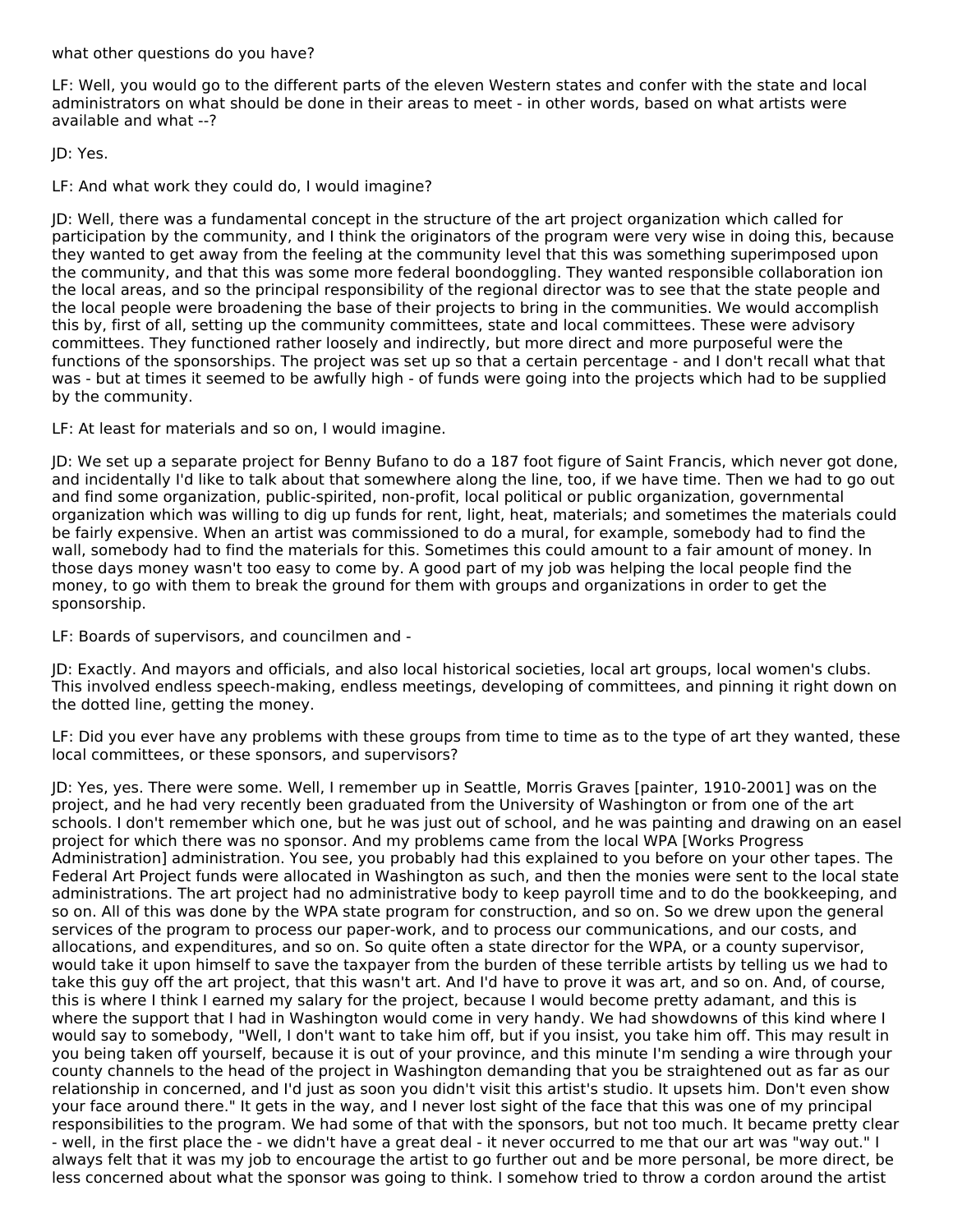what other questions do you have?

LF: Well, you would go to the different parts of the eleven Western states and confer with the state and local administrators on what should be done in their areas to meet - in other words, based on what artists were available and what --?

JD: Yes.

LF: And what work they could do, I would imagine?

JD: Well, there was a fundamental concept in the structure of the art project organization which called for participation by the community, and I think the originators of the program were very wise in doing this, because they wanted to get away from the feeling at the community level that this was something superimposed upon the community, and that this was some more federal boondoggling. They wanted responsible collaboration ion the local areas, and so the principal responsibility of the regional director was to see that the state people and the local people were broadening the base of their projects to bring in the communities. We would accomplish this by, first of all, setting up the community committees, state and local committees. These were advisory committees. They functioned rather loosely and indirectly, but more direct and more purposeful were the functions of the sponsorships. The project was set up so that a certain percentage - and I don't recall what that was - but at times it seemed to be awfully high - of funds were going into the projects which had to be supplied by the community.

LF: At least for materials and so on, I would imagine.

JD: We set up a separate project for Benny Bufano to do a 187 foot figure of Saint Francis, which never got done, and incidentally I'd like to talk about that somewhere along the line, too, if we have time. Then we had to go out and find some organization, public-spirited, non-profit, local political or public organization, governmental organization which was willing to dig up funds for rent, light, heat, materials; and sometimes the materials could be fairly expensive. When an artist was commissioned to do a mural, for example, somebody had to find the wall, somebody had to find the materials for this. Sometimes this could amount to a fair amount of money. In those days money wasn't too easy to come by. A good part of my job was helping the local people find the money, to go with them to break the ground for them with groups and organizations in order to get the sponsorship.

LF: Boards of supervisors, and councilmen and -

JD: Exactly. And mayors and officials, and also local historical societies, local art groups, local women's clubs. This involved endless speech-making, endless meetings, developing of committees, and pinning it right down on the dotted line, getting the money.

LF: Did you ever have any problems with these groups from time to time as to the type of art they wanted, these local committees, or these sponsors, and supervisors?

JD: Yes, yes. There were some. Well, I remember up in Seattle, Morris Graves [painter, 1910-2001] was on the project, and he had very recently been graduated from the University of Washington or from one of the art schools. I don't remember which one, but he was just out of school, and he was painting and drawing on an easel project for which there was no sponsor. And my problems came from the local WPA [Works Progress Administration] administration. You see, you probably had this explained to you before on your other tapes. The Federal Art Project funds were allocated in Washington as such, and then the monies were sent to the local state administrations. The art project had no administrative body to keep payroll time and to do the bookkeeping, and so on. All of this was done by the WPA state program for construction, and so on. So we drew upon the general services of the program to process our paper-work, and to process our communications, and our costs, and allocations, and expenditures, and so on. So quite often a state director for the WPA, or a county supervisor, would take it upon himself to save the taxpayer from the burden of these terrible artists by telling us we had to take this guy off the art project, that this wasn't art. And I'd have to prove it was art, and so on. And, of course, this is where I think I earned my salary for the project, because I would become pretty adamant, and this is where the support that I had in Washington would come in very handy. We had showdowns of this kind where I would say to somebody, "Well, I don't want to take him off, but if you insist, you take him off. This may result in you being taken off yourself, because it is out of your province, and this minute I'm sending a wire through your county channels to the head of the project in Washington demanding that you be straightened out as far as our relationship in concerned, and I'd just as soon you didn't visit this artist's studio. It upsets him. Don't even show your face around there." It gets in the way, and I never lost sight of the face that this was one of my principal responsibilities to the program. We had some of that with the sponsors, but not too much. It became pretty clear - well, in the first place the - we didn't have a great deal - it never occurred to me that our art was "way out." I always felt that it was my job to encourage the artist to go further out and be more personal, be more direct, be less concerned about what the sponsor was going to think. I somehow tried to throw a cordon around the artist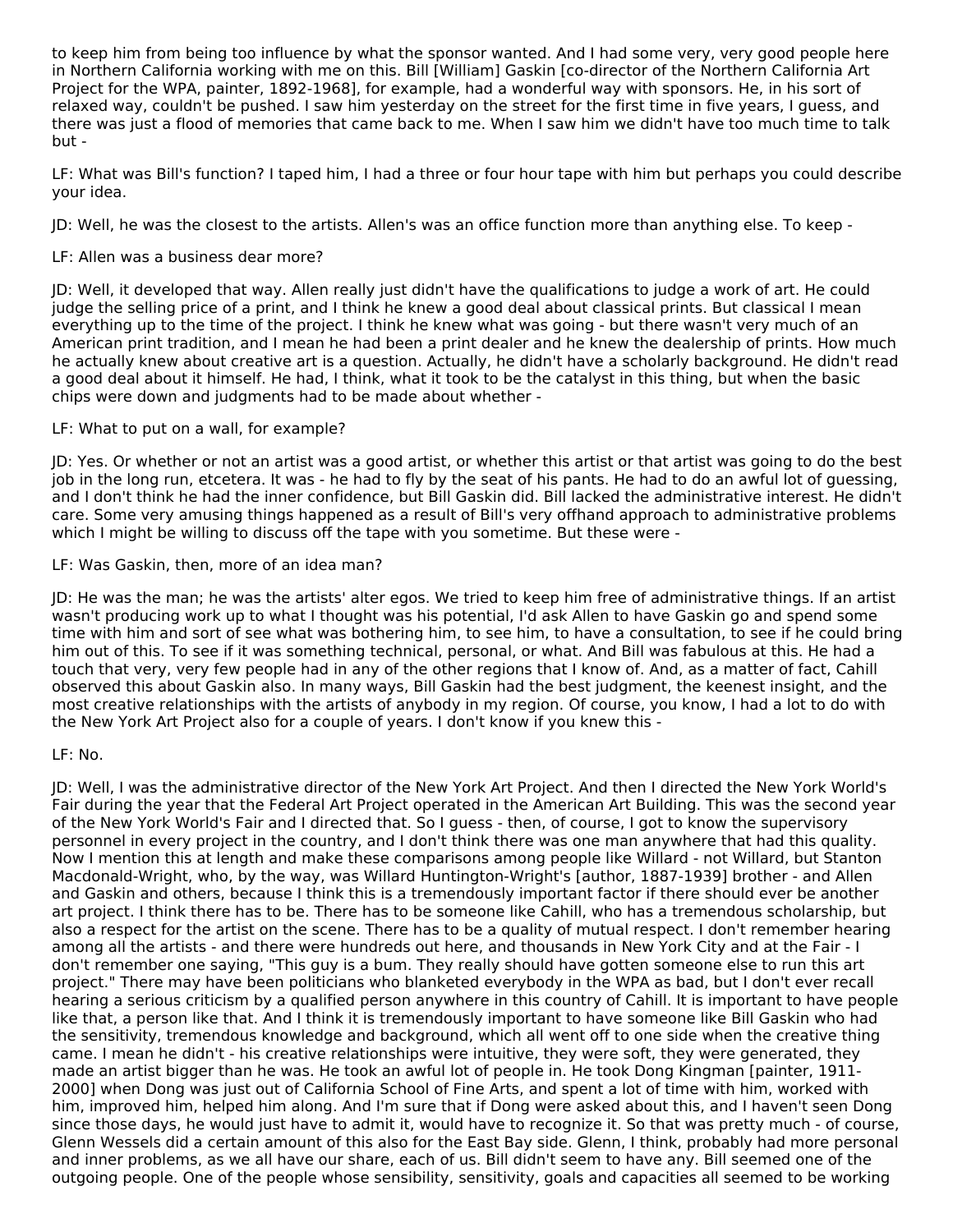to keep him from being too influence by what the sponsor wanted. And I had some very, very good people here in Northern California working with me on this. Bill [William] Gaskin [co-director of the Northern California Art Project for the WPA, painter, 1892-1968], for example, had a wonderful way with sponsors. He, in his sort of relaxed way, couldn't be pushed. I saw him yesterday on the street for the first time in five years, I guess, and there was just a flood of memories that came back to me. When I saw him we didn't have too much time to talk but -

LF: What was Bill's function? I taped him, I had a three or four hour tape with him but perhaps you could describe your idea.

JD: Well, he was the closest to the artists. Allen's was an office function more than anything else. To keep -

LF: Allen was a business dear more?

JD: Well, it developed that way. Allen really just didn't have the qualifications to judge a work of art. He could judge the selling price of a print, and I think he knew a good deal about classical prints. But classical I mean everything up to the time of the project. I think he knew what was going - but there wasn't very much of an American print tradition, and I mean he had been a print dealer and he knew the dealership of prints. How much he actually knew about creative art is a question. Actually, he didn't have a scholarly background. He didn't read a good deal about it himself. He had, I think, what it took to be the catalyst in this thing, but when the basic chips were down and judgments had to be made about whether -

LF: What to put on a wall, for example?

JD: Yes. Or whether or not an artist was a good artist, or whether this artist or that artist was going to do the best job in the long run, etcetera. It was - he had to fly by the seat of his pants. He had to do an awful lot of guessing, and I don't think he had the inner confidence, but Bill Gaskin did. Bill lacked the administrative interest. He didn't care. Some very amusing things happened as a result of Bill's very offhand approach to administrative problems which I might be willing to discuss off the tape with you sometime. But these were -

LF: Was Gaskin, then, more of an idea man?

JD: He was the man; he was the artists' alter egos. We tried to keep him free of administrative things. If an artist wasn't producing work up to what I thought was his potential, I'd ask Allen to have Gaskin go and spend some time with him and sort of see what was bothering him, to see him, to have a consultation, to see if he could bring him out of this. To see if it was something technical, personal, or what. And Bill was fabulous at this. He had a touch that very, very few people had in any of the other regions that I know of. And, as a matter of fact, Cahill observed this about Gaskin also. In many ways, Bill Gaskin had the best judgment, the keenest insight, and the most creative relationships with the artists of anybody in my region. Of course, you know, I had a lot to do with the New York Art Project also for a couple of years. I don't know if you knew this -

LF: No.

JD: Well, I was the administrative director of the New York Art Project. And then I directed the New York World's Fair during the year that the Federal Art Project operated in the American Art Building. This was the second year of the New York World's Fair and I directed that. So I guess - then, of course, I got to know the supervisory personnel in every project in the country, and I don't think there was one man anywhere that had this quality. Now I mention this at length and make these comparisons among people like Willard - not Willard, but Stanton Macdonald-Wright, who, by the way, was Willard Huntington-Wright's [author, 1887-1939] brother - and Allen and Gaskin and others, because I think this is a tremendously important factor if there should ever be another art project. I think there has to be. There has to be someone like Cahill, who has a tremendous scholarship, but also a respect for the artist on the scene. There has to be a quality of mutual respect. I don't remember hearing among all the artists - and there were hundreds out here, and thousands in New York City and at the Fair - I don't remember one saying, "This guy is a bum. They really should have gotten someone else to run this art project." There may have been politicians who blanketed everybody in the WPA as bad, but I don't ever recall hearing a serious criticism by a qualified person anywhere in this country of Cahill. It is important to have people like that, a person like that. And I think it is tremendously important to have someone like Bill Gaskin who had the sensitivity, tremendous knowledge and background, which all went off to one side when the creative thing came. I mean he didn't - his creative relationships were intuitive, they were soft, they were generated, they made an artist bigger than he was. He took an awful lot of people in. He took Dong Kingman [painter, 1911-2000] when Dong was just out of California School of Fine Arts, and spent a lot of time with him, worked with him, improved him, helped him along. And I'm sure that if Dong were asked about this, and I haven't seen Dong since those days, he would just have to admit it, would have to recognize it. So that was pretty much - of course, Glenn Wessels did a certain amount of this also for the East Bay side. Glenn, I think, probably had more personal and inner problems, as we all have our share, each of us. Bill didn't seem to have any. Bill seemed one of the outgoing people. One of the people whose sensibility, sensitivity, goals and capacities all seemed to be working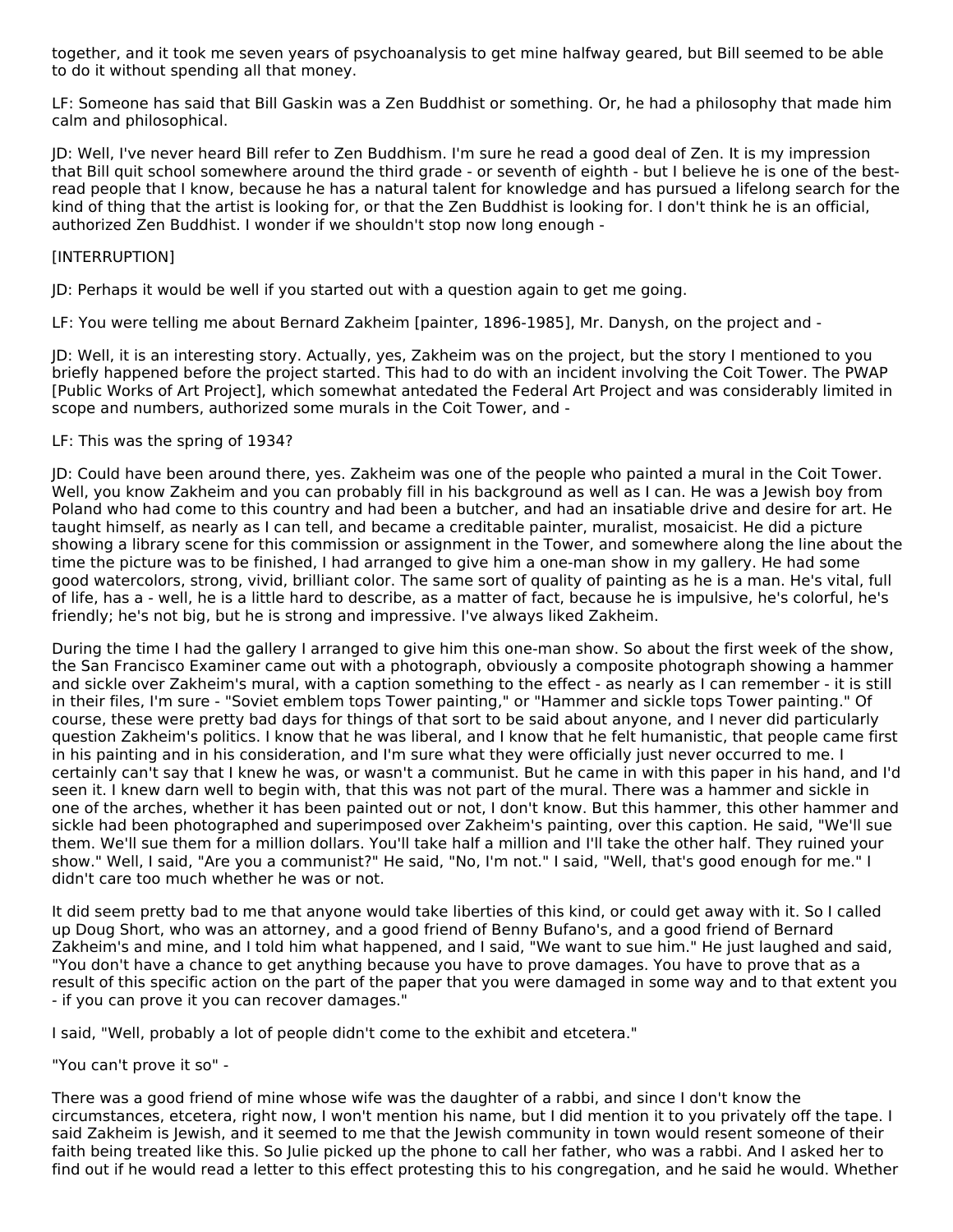together, and it took me seven years of psychoanalysis to get mine halfway geared, but Bill seemed to be able to do it without spending all that money.

LF: Someone has said that Bill Gaskin was a Zen Buddhist or something. Or, he had a philosophy that made him calm and philosophical.

JD: Well, I've never heard Bill refer to Zen Buddhism. I'm sure he read a good deal of Zen. It is my impression that Bill quit school somewhere around the third grade - or seventh of eighth - but I believe he is one of the best-read people that I know, because he has a natural talent for knowledge and has pursued a lifelong search for the kind of thing that the artist is looking for, or that the Zen Buddhist is looking for. I don't think he is an official, authorized Zen Buddhist. I wonder if we shouldn't stop now long enough -

[INTERRUPTION]

JD: Perhaps it would be well if you started out with a question again to get me going.

LF: You were telling me about Bernard Zakheim [painter, 1896-1985], Mr. Danysh, on the project and -

JD: Well, it is an interesting story. Actually, yes, Zakheim was on the project, but the story I mentioned to you briefly happened before the project started. This had to do with an incident involving the Coit Tower. The PWAP [Public Works of Art Project], which somewhat antedated the Federal Art Project and was considerably limited in scope and numbers, authorized some murals in the Coit Tower, and -

LF: This was the spring of 1934?

JD: Could have been around there, yes. Zakheim was one of the people who painted a mural in the Coit Tower. Well, you know Zakheim and you can probably fill in his background as well as I can. He was a Jewish boy from Poland who had come to this country and had been a butcher, and had an insatiable drive and desire for art. He taught himself, as nearly as I can tell, and became a creditable painter, muralist, mosaicist. He did a picture showing a library scene for this commission or assignment in the Tower, and somewhere along the line about the time the picture was to be finished, I had arranged to give him a one-man show in my gallery. He had some good watercolors, strong, vivid, brilliant color. The same sort of quality of painting as he is a man. He's vital, full of life, has a - well, he is a little hard to describe, as a matter of fact, because he is impulsive, he's colorful, he's friendly; he's not big, but he is strong and impressive. I've always liked Zakheim.

During the time I had the gallery I arranged to give him this one-man show. So about the first week of the show, the San Francisco Examiner came out with a photograph, obviously a composite photograph showing a hammer and sickle over Zakheim's mural, with a caption something to the effect - as nearly as I can remember - it is still in their files, I'm sure - "Soviet emblem tops Tower painting," or "Hammer and sickle tops Tower painting." Of course, these were pretty bad days for things of that sort to be said about anyone, and I never did particularly question Zakheim's politics. I know that he was liberal, and I know that he felt humanistic, that people came first in his painting and in his consideration, and I'm sure what they were officially just never occurred to me. I certainly can't say that I knew he was, or wasn't a communist. But he came in with this paper in his hand, and I'd seen it. I knew darn well to begin with, that this was not part of the mural. There was a hammer and sickle in one of the arches, whether it has been painted out or not, I don't know. But this hammer, this other hammer and sickle had been photographed and superimposed over Zakheim's painting, over this caption. He said, "We'll sue them. We'll sue them for a million dollars. You'll take half a million and I'll take the other half. They ruined your show." Well, I said, "Are you a communist?" He said, "No, I'm not." I said, "Well, that's good enough for me." I didn't care too much whether he was or not.

It did seem pretty bad to me that anyone would take liberties of this kind, or could get away with it. So I called up Doug Short, who was an attorney, and a good friend of Benny Bufano's, and a good friend of Bernard Zakheim's and mine, and I told him what happened, and I said, "We want to sue him." He just laughed and said, "You don't have a chance to get anything because you have to prove damages. You have to prove that as a result of this specific action on the part of the paper that you were damaged in some way and to that extent you - if you can prove it you can recover damages."

I said, "Well, probably a lot of people didn't come to the exhibit and etcetera."

"You can't prove it so" -

There was a good friend of mine whose wife was the daughter of a rabbi, and since I don't know the circumstances, etcetera, right now, I won't mention his name, but I did mention it to you privately off the tape. I said Zakheim is Jewish, and it seemed to me that the Jewish community in town would resent someone of their faith being treated like this. So Julie picked up the phone to call her father, who was a rabbi. And I asked her to find out if he would read a letter to this effect protesting this to his congregation, and he said he would. Whether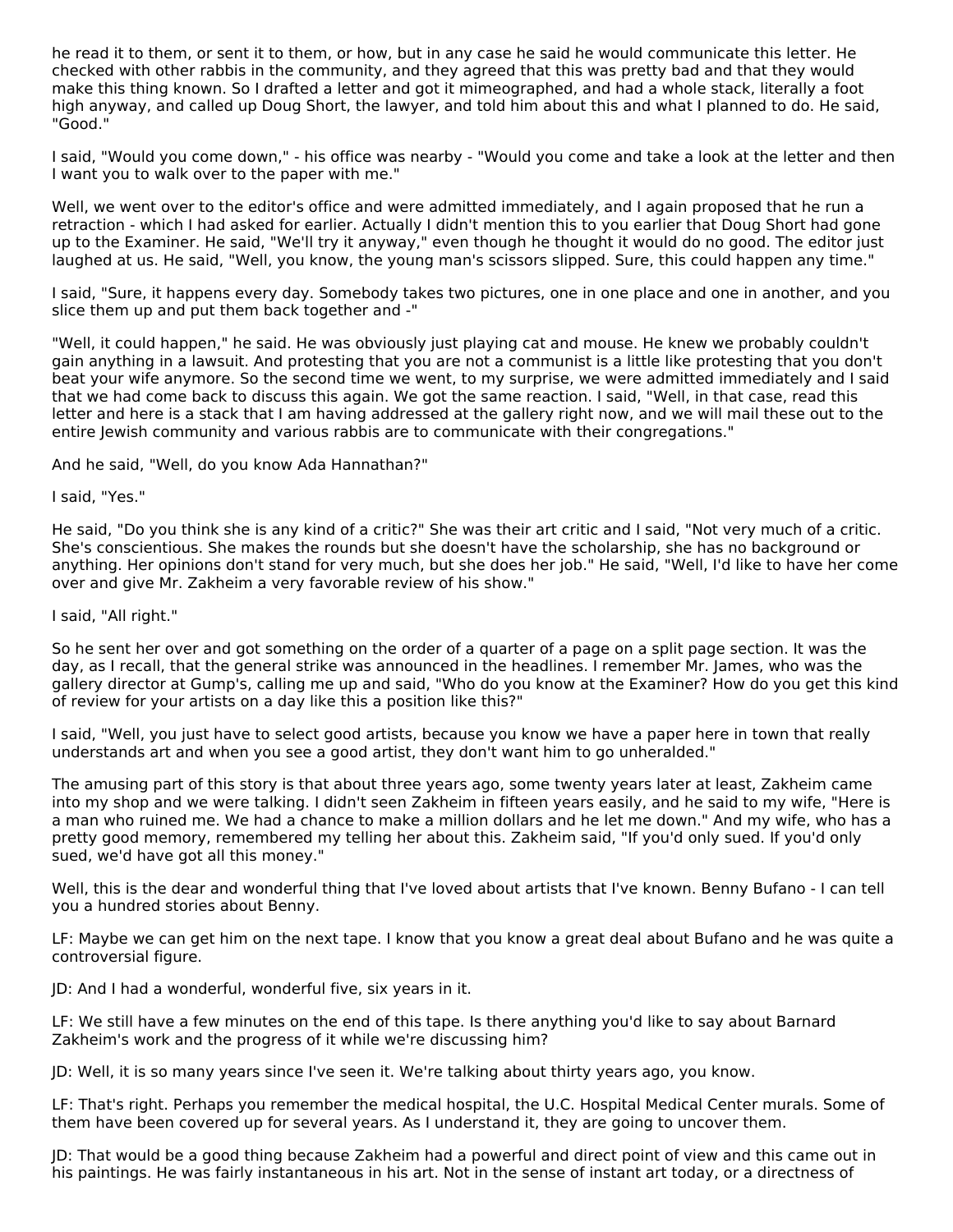he read it to them, or sent it to them, or how, but in any case he said he would communicate this letter. He checked with other rabbis in the community, and they agreed that this was pretty bad and that they would make this thing known. So I drafted a letter and got it mimeographed, and had a whole stack, literally a foot high anyway, and called up Doug Short, the lawyer, and told him about this and what I planned to do. He said, "Good."

I said, "Would you come down," - his office was nearby - "Would you come and take a look at the letter and then I want you to walk over to the paper with me."

Well, we went over to the editor's office and were admitted immediately, and I again proposed that he run a retraction - which I had asked for earlier. Actually I didn't mention this to you earlier that Doug Short had gone up to the Examiner. He said, "We'll try it anyway," even though he thought it would do no good. The editor just laughed at us. He said, "Well, you know, the young man's scissors slipped. Sure, this could happen any time."

I said, "Sure, it happens every day. Somebody takes two pictures, one in one place and one in another, and you slice them up and put them back together and -"

"Well, it could happen," he said. He was obviously just playing cat and mouse. He knew we probably couldn't gain anything in a lawsuit. And protesting that you are not a communist is a little like protesting that you don't beat your wife anymore. So the second time we went, to my surprise, we were admitted immediately and I said that we had come back to discuss this again. We got the same reaction. I said, "Well, in that case, read this letter and here is a stack that I am having addressed at the gallery right now, and we will mail these out to the entire Jewish community and various rabbis are to communicate with their congregations."

And he said, "Well, do you know Ada Hannathan?"

I said, "Yes."

He said, "Do you think she is any kind of a critic?" She was their art critic and I said, "Not very much of a critic. She's conscientious. She makes the rounds but she doesn't have the scholarship, she has no background or anything. Her opinions don't stand for very much, but she does her job." He said, "Well, I'd like to have her come over and give Mr. Zakheim a very favorable review of his show."

I said, "All right."

So he sent her over and got something on the order of a quarter of a page on a split page section. It was the day, as I recall, that the general strike was announced in the headlines. I remember Mr. James, who was the gallery director at Gump's, calling me up and said, "Who do you know at the Examiner? How do you get this kind of review for your artists on a day like this a position like this?"

I said, "Well, you just have to select good artists, because you know we have a paper here in town that really understands art and when you see a good artist, they don't want him to go unheralded."

The amusing part of this story is that about three years ago, some twenty years later at least, Zakheim came into my shop and we were talking. I didn't seen Zakheim in fifteen years easily, and he said to my wife, "Here is a man who ruined me. We had a chance to make a million dollars and he let me down." And my wife, who has a pretty good memory, remembered my telling her about this. Zakheim said, "If you'd only sued. If you'd only sued, we'd have got all this money."

Well, this is the dear and wonderful thing that I've loved about artists that I've known. Benny Bufano - I can tell you a hundred stories about Benny.

LF: Maybe we can get him on the next tape. I know that you know a great deal about Bufano and he was quite a controversial figure.

JD: And I had a wonderful, wonderful five, six years in it.

LF: We still have a few minutes on the end of this tape. Is there anything you'd like to say about Barnard Zakheim's work and the progress of it while we're discussing him?

JD: Well, it is so many years since I've seen it. We're talking about thirty years ago, you know.

LF: That's right. Perhaps you remember the medical hospital, the U.C. Hospital Medical Center murals. Some of them have been covered up for several years. As I understand it, they are going to uncover them.

JD: That would be a good thing because Zakheim had a powerful and direct point of view and this came out in his paintings. He was fairly instantaneous in his art. Not in the sense of instant art today, or a directness of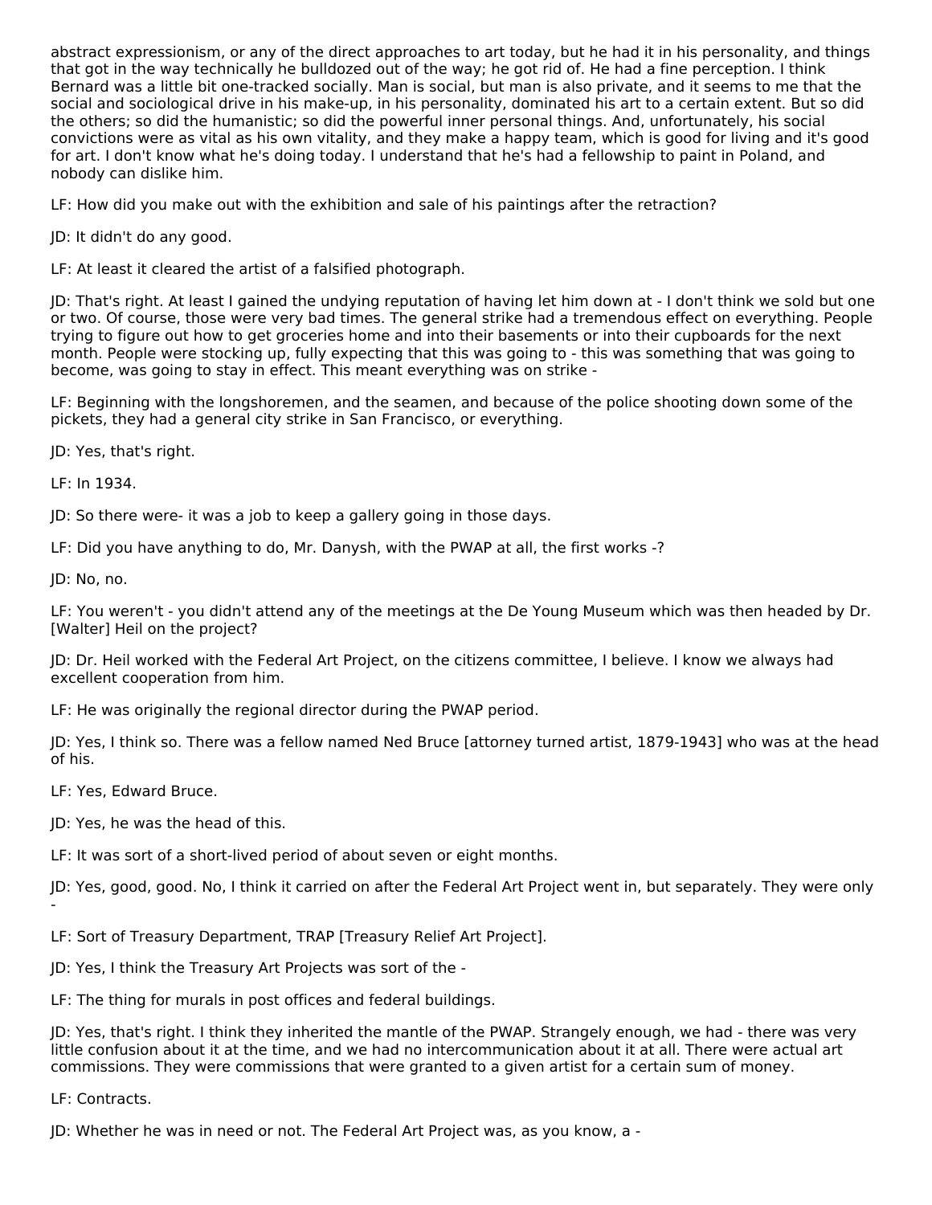abstract expressionism, or any of the direct approaches to art today, but he had it in his personality, and things that got in the way technically he bulldozed out of the way; he got rid of. He had a fine perception. I think Bernard was a little bit one-tracked socially. Man is social, but man is also private, and it seems to me that the social and sociological drive in his make-up, in his personality, dominated his art to a certain extent. But so did the others; so did the humanistic; so did the powerful inner personal things. And, unfortunately, his social convictions were as vital as his own vitality, and they make a happy team, which is good for living and it's good for art. I don't know what he's doing today. I understand that he's had a fellowship to paint in Poland, and nobody can dislike him.

LF: How did you make out with the exhibition and sale of his paintings after the retraction?

JD: It didn't do any good.

LF: At least it cleared the artist of a falsified photograph.

JD: That's right. At least I gained the undying reputation of having let him down at - I don't think we sold but one or two. Of course, those were very bad times. The general strike had a tremendous effect on everything. People trying to figure out how to get groceries home and into their basements or into their cupboards for the next month. People were stocking up, fully expecting that this was going to - this was something that was going to become, was going to stay in effect. This meant everything was on strike -

LF: Beginning with the longshoremen, and the seamen, and because of the police shooting down some of the pickets, they had a general city strike in San Francisco, or everything.

JD: Yes, that's right.

LF: In 1934.

JD: So there were- it was a job to keep a gallery going in those days.

LF: Did you have anything to do, Mr. Danysh, with the PWAP at all, the first works -?

JD: No, no.

LF: You weren't - you didn't attend any of the meetings at the De Young Museum which was then headed by Dr. [Walter] Heil on the project?

JD: Dr. Heil worked with the Federal Art Project, on the citizens committee, I believe. I know we always had excellent cooperation from him.

LF: He was originally the regional director during the PWAP period.

JD: Yes, I think so. There was a fellow named Ned Bruce [attorney turned artist, 1879-1943] who was at the head of his.

LF: Yes, Edward Bruce.

JD: Yes, he was the head of this.

LF: It was sort of a short-lived period of about seven or eight months.

JD: Yes, good, good. No, I think it carried on after the Federal Art Project went in, but separately. They were only -

LF: Sort of Treasury Department, TRAP [Treasury Relief Art Project].

JD: Yes, I think the Treasury Art Projects was sort of the -

LF: The thing for murals in post offices and federal buildings.

JD: Yes, that's right. I think they inherited the mantle of the PWAP. Strangely enough, we had - there was very little confusion about it at the time, and we had no intercommunication about it at all. There were actual art commissions. They were commissions that were granted to a given artist for a certain sum of money.

LF: Contracts.

JD: Whether he was in need or not. The Federal Art Project was, as you know, a -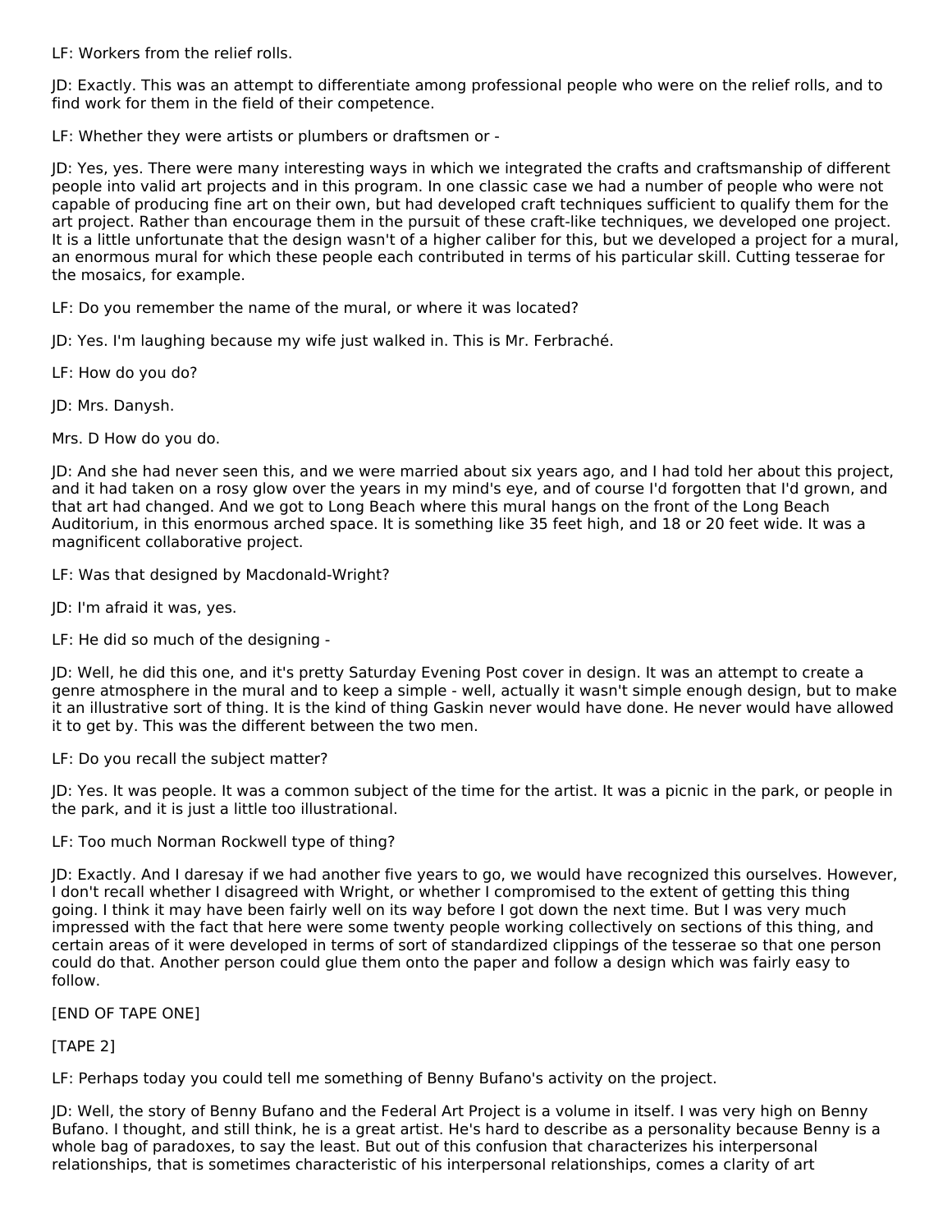LF: Workers from the relief rolls.

JD: Exactly. This was an attempt to differentiate among professional people who were on the relief rolls, and to find work for them in the field of their competence.

LF: Whether they were artists or plumbers or draftsmen or -

JD: Yes, yes. There were many interesting ways in which we integrated the crafts and craftsmanship of different people into valid art projects and in this program. In one classic case we had a number of people who were not capable of producing fine art on their own, but had developed craft techniques sufficient to qualify them for the art project. Rather than encourage them in the pursuit of these craft-like techniques, we developed one project. It is a little unfortunate that the design wasn't of a higher caliber for this, but we developed a project for a mural, an enormous mural for which these people each contributed in terms of his particular skill. Cutting tesserae for the mosaics, for example.

LF: Do you remember the name of the mural, or where it was located?

JD: Yes. I'm laughing because my wife just walked in. This is Mr. Ferbraché.

LF: How do you do?

JD: Mrs. Danysh.

Mrs. D How do you do.

JD: And she had never seen this, and we were married about six years ago, and I had told her about this project, and it had taken on a rosy glow over the years in my mind's eye, and of course I'd forgotten that I'd grown, and that art had changed. And we got to Long Beach where this mural hangs on the front of the Long Beach Auditorium, in this enormous arched space. It is something like 35 feet high, and 18 or 20 feet wide. It was a magnificent collaborative project.

LF: Was that designed by Macdonald-Wright?

JD: I'm afraid it was, yes.

LF: He did so much of the designing -

JD: Well, he did this one, and it's pretty Saturday Evening Post cover in design. It was an attempt to create a genre atmosphere in the mural and to keep a simple - well, actually it wasn't simple enough design, but to make it an illustrative sort of thing. It is the kind of thing Gaskin never would have done. He never would have allowed it to get by. This was the different between the two men.

LF: Do you recall the subject matter?

JD: Yes. It was people. It was a common subject of the time for the artist. It was a picnic in the park, or people in the park, and it is just a little too illustrational.

LF: Too much Norman Rockwell type of thing?

JD: Exactly. And I daresay if we had another five years to go, we would have recognized this ourselves. However, I don't recall whether I disagreed with Wright, or whether I compromised to the extent of getting this thing going. I think it may have been fairly well on its way before I got down the next time. But I was very much impressed with the fact that here were some twenty people working collectively on sections of this thing, and certain areas of it were developed in terms of sort of standardized clippings of the tesserae so that one person could do that. Another person could glue them onto the paper and follow a design which was fairly easy to follow.

[END OF TAPE ONE]

[TAPE 2]

LF: Perhaps today you could tell me something of Benny Bufano's activity on the project.

JD: Well, the story of Benny Bufano and the Federal Art Project is a volume in itself. I was very high on Benny Bufano. I thought, and still think, he is a great artist. He's hard to describe as a personality because Benny is a whole bag of paradoxes, to say the least. But out of this confusion that characterizes his interpersonal relationships, that is sometimes characteristic of his interpersonal relationships, comes a clarity of art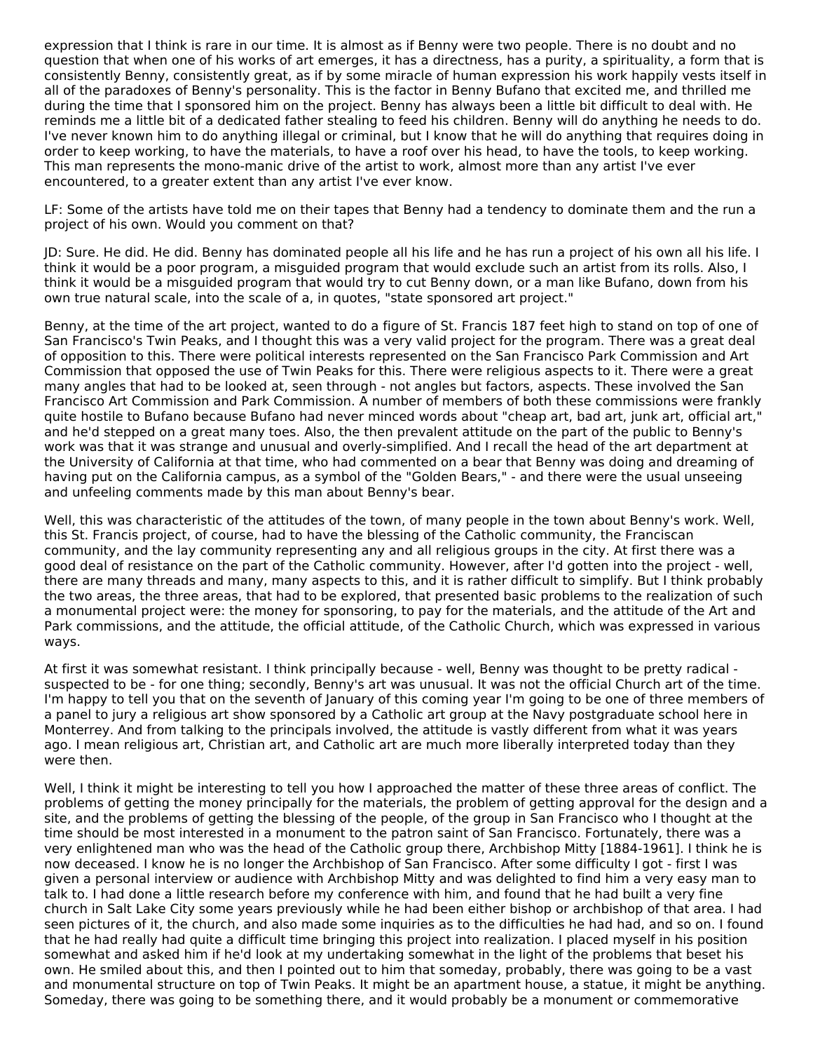expression that I think is rare in our time. It is almost as if Benny were two people. There is no doubt and no question that when one of his works of art emerges, it has a directness, has a purity, a spirituality, a form that is consistently Benny, consistently great, as if by some miracle of human expression his work happily vests itself in all of the paradoxes of Benny's personality. This is the factor in Benny Bufano that excited me, and thrilled me during the time that I sponsored him on the project. Benny has always been a little bit difficult to deal with. He reminds me a little bit of a dedicated father stealing to feed his children. Benny will do anything he needs to do. I've never known him to do anything illegal or criminal, but I know that he will do anything that requires doing in order to keep working, to have the materials, to have a roof over his head, to have the tools, to keep working. This man represents the mono-manic drive of the artist to work, almost more than any artist I've ever encountered, to a greater extent than any artist I've ever know.

LF: Some of the artists have told me on their tapes that Benny had a tendency to dominate them and the run a project of his own. Would you comment on that?

JD: Sure. He did. He did. Benny has dominated people all his life and he has run a project of his own all his life. I think it would be a poor program, a misguided program that would exclude such an artist from its rolls. Also, I think it would be a misguided program that would try to cut Benny down, or a man like Bufano, down from his own true natural scale, into the scale of a, in quotes, "state sponsored art project."

Benny, at the time of the art project, wanted to do a figure of St. Francis 187 feet high to stand on top of one of San Francisco's Twin Peaks, and I thought this was a very valid project for the program. There was a great deal of opposition to this. There were political interests represented on the San Francisco Park Commission and Art Commission that opposed the use of Twin Peaks for this. There were religious aspects to it. There were a great many angles that had to be looked at, seen through - not angles but factors, aspects. These involved the San Francisco Art Commission and Park Commission. A number of members of both these commissions were frankly quite hostile to Bufano because Bufano had never minced words about "cheap art, bad art, junk art, official art," and he'd stepped on a great many toes. Also, the then prevalent attitude on the part of the public to Benny's work was that it was strange and unusual and overly-simplified. And I recall the head of the art department at the University of California at that time, who had commented on a bear that Benny was doing and dreaming of having put on the California campus, as a symbol of the "Golden Bears," - and there were the usual unseeing and unfeeling comments made by this man about Benny's bear.

Well, this was characteristic of the attitudes of the town, of many people in the town about Benny's work. Well, this St. Francis project, of course, had to have the blessing of the Catholic community, the Franciscan community, and the lay community representing any and all religious groups in the city. At first there was a good deal of resistance on the part of the Catholic community. However, after I'd gotten into the project - well, there are many threads and many, many aspects to this, and it is rather difficult to simplify. But I think probably the two areas, the three areas, that had to be explored, that presented basic problems to the realization of such a monumental project were: the money for sponsoring, to pay for the materials, and the attitude of the Art and Park commissions, and the attitude, the official attitude, of the Catholic Church, which was expressed in various ways.

At first it was somewhat resistant. I think principally because - well, Benny was thought to be pretty radical - suspected to be - for one thing; secondly, Benny's art was unusual. It was not the official Church art of the time. I'm happy to tell you that on the seventh of January of this coming year I'm going to be one of three members of a panel to jury a religious art show sponsored by a Catholic art group at the Navy postgraduate school here in Monterrey. And from talking to the principals involved, the attitude is vastly different from what it was years ago. I mean religious art, Christian art, and Catholic art are much more liberally interpreted today than they were then.

Well, I think it might be interesting to tell you how I approached the matter of these three areas of conflict. The problems of getting the money principally for the materials, the problem of getting approval for the design and a site, and the problems of getting the blessing of the people, of the group in San Francisco who I thought at the time should be most interested in a monument to the patron saint of San Francisco. Fortunately, there was a very enlightened man who was the head of the Catholic group there, Archbishop Mitty [1884-1961]. I think he is now deceased. I know he is no longer the Archbishop of San Francisco. After some difficulty I got - first I was given a personal interview or audience with Archbishop Mitty and was delighted to find him a very easy man to talk to. I had done a little research before my conference with him, and found that he had built a very fine church in Salt Lake City some years previously while he had been either bishop or archbishop of that area. I had seen pictures of it, the church, and also made some inquiries as to the difficulties he had had, and so on. I found that he had really had quite a difficult time bringing this project into realization. I placed myself in his position somewhat and asked him if he'd look at my undertaking somewhat in the light of the problems that beset his own. He smiled about this, and then I pointed out to him that someday, probably, there was going to be a vast and monumental structure on top of Twin Peaks. It might be an apartment house, a statue, it might be anything. Someday, there was going to be something there, and it would probably be a monument or commemorative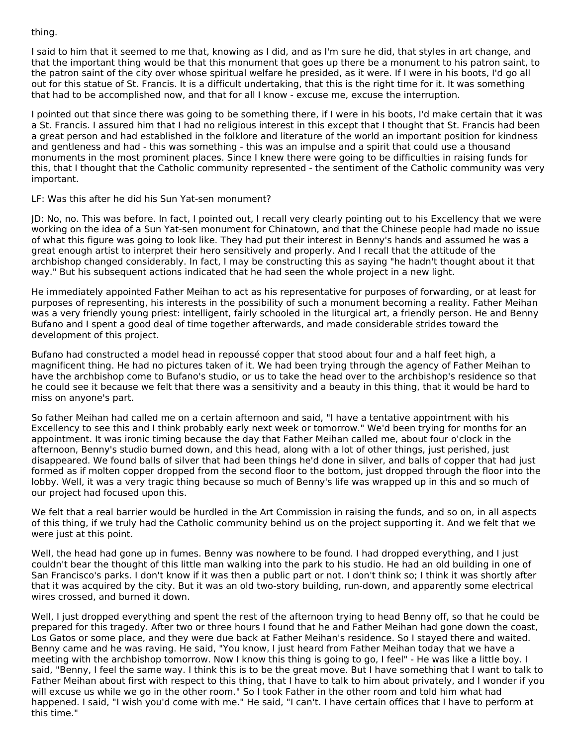thing.

I said to him that it seemed to me that, knowing as I did, and as I'm sure he did, that styles in art change, and that the important thing would be that this monument that goes up there be a monument to his patron saint, to the patron saint of the city over whose spiritual welfare he presided, as it were. If I were in his boots, I'd go all out for this statue of St. Francis. It is a difficult undertaking, that this is the right time for it. It was something that had to be accomplished now, and that for all I know - excuse me, excuse the interruption.

I pointed out that since there was going to be something there, if I were in his boots, I'd make certain that it was a St. Francis. I assured him that I had no religious interest in this except that I thought that St. Francis had been a great person and had established in the folklore and literature of the world an important position for kindness and gentleness and had - this was something - this was an impulse and a spirit that could use a thousand monuments in the most prominent places. Since I knew there were going to be difficulties in raising funds for this, that I thought that the Catholic community represented - the sentiment of the Catholic community was very important.

LF: Was this after he did his Sun Yat-sen monument?

JD: No, no. This was before. In fact, I pointed out, I recall very clearly pointing out to his Excellency that we were working on the idea of a Sun Yat-sen monument for Chinatown, and that the Chinese people had made no issue of what this figure was going to look like. They had put their interest in Benny's hands and assumed he was a great enough artist to interpret their hero sensitively and properly. And I recall that the attitude of the archbishop changed considerably. In fact, I may be constructing this as saying "he hadn't thought about it that way." But his subsequent actions indicated that he had seen the whole project in a new light.

He immediately appointed Father Meihan to act as his representative for purposes of forwarding, or at least for purposes of representing, his interests in the possibility of such a monument becoming a reality. Father Meihan was a very friendly young priest: intelligent, fairly schooled in the liturgical art, a friendly person. He and Benny Bufano and I spent a good deal of time together afterwards, and made considerable strides toward the development of this project.

Bufano had constructed a model head in repoussé copper that stood about four and a half feet high, a magnificent thing. He had no pictures taken of it. We had been trying through the agency of Father Meihan to have the archbishop come to Bufano's studio, or us to take the head over to the archbishop's residence so that he could see it because we felt that there was a sensitivity and a beauty in this thing, that it would be hard to miss on anyone's part.

So father Meihan had called me on a certain afternoon and said, "I have a tentative appointment with his Excellency to see this and I think probably early next week or tomorrow." We'd been trying for months for an appointment. It was ironic timing because the day that Father Meihan called me, about four o'clock in the afternoon, Benny's studio burned down, and this head, along with a lot of other things, just perished, just disappeared. We found balls of silver that had been things he'd done in silver, and balls of copper that had just formed as if molten copper dropped from the second floor to the bottom, just dropped through the floor into the lobby. Well, it was a very tragic thing because so much of Benny's life was wrapped up in this and so much of our project had focused upon this.

We felt that a real barrier would be hurdled in the Art Commission in raising the funds, and so on, in all aspects of this thing, if we truly had the Catholic community behind us on the project supporting it. And we felt that we were just at this point.

Well, the head had gone up in fumes. Benny was nowhere to be found. I had dropped everything, and I just couldn't bear the thought of this little man walking into the park to his studio. He had an old building in one of San Francisco's parks. I don't know if it was then a public part or not. I don't think so; I think it was shortly after that it was acquired by the city. But it was an old two-story building, run-down, and apparently some electrical wires crossed, and burned it down.

Well, I just dropped everything and spent the rest of the afternoon trying to head Benny off, so that he could be prepared for this tragedy. After two or three hours I found that he and Father Meihan had gone down the coast, Los Gatos or some place, and they were due back at Father Meihan's residence. So I stayed there and waited. Benny came and he was raving. He said, "You know, I just heard from Father Meihan today that we have a meeting with the archbishop tomorrow. Now I know this thing is going to go, I feel" - He was like a little boy. I said, "Benny, I feel the same way. I think this is to be the great move. But I have something that I want to talk to Father Meihan about first with respect to this thing, that I have to talk to him about privately, and I wonder if you will excuse us while we go in the other room." So I took Father in the other room and told him what had happened. I said, "I wish you'd come with me." He said, "I can't. I have certain offices that I have to perform at this time."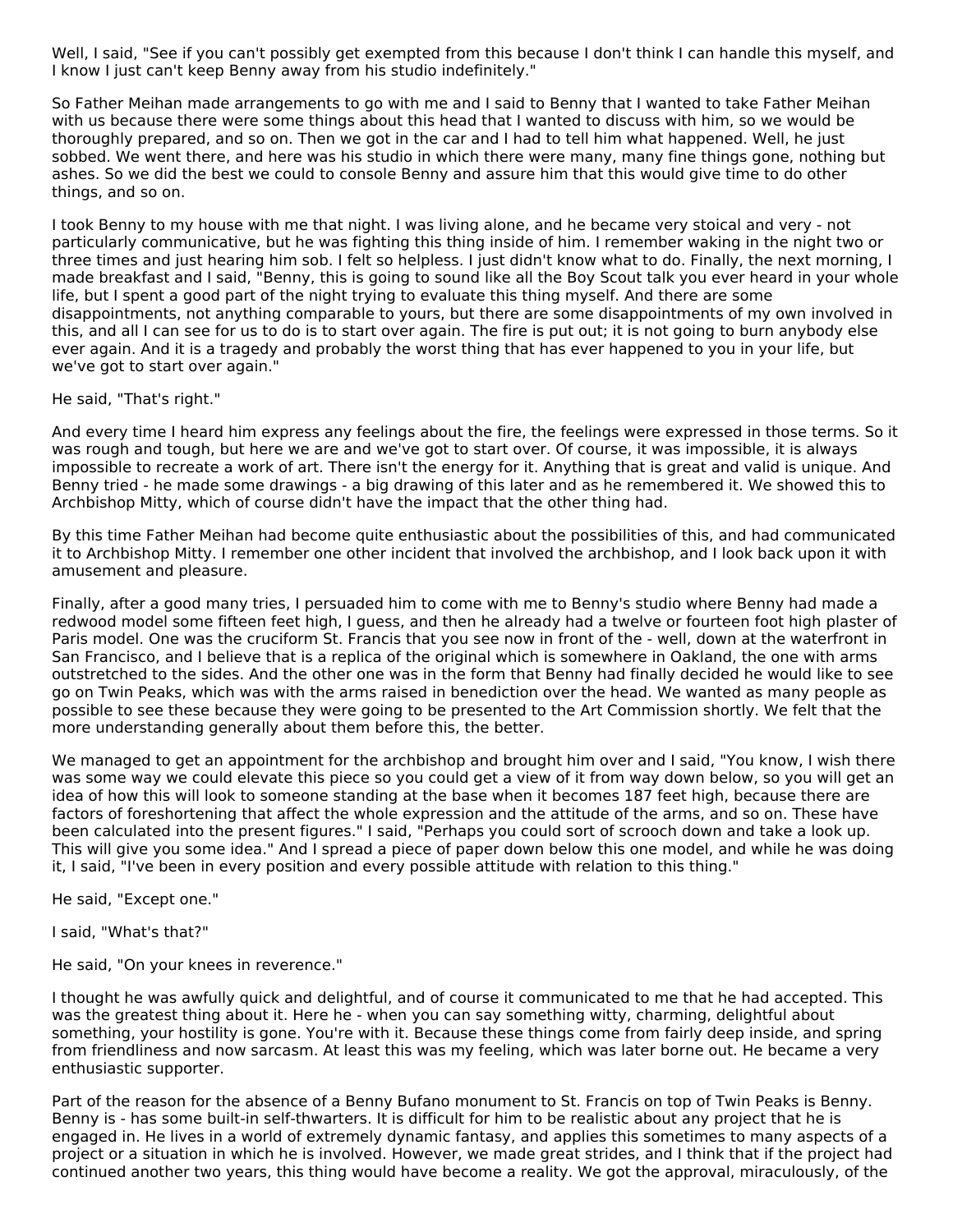Well, I said, "See if you can't possibly get exempted from this because I don't think I can handle this myself, and I know I just can't keep Benny away from his studio indefinitely."

So Father Meihan made arrangements to go with me and I said to Benny that I wanted to take Father Meihan with us because there were some things about this head that I wanted to discuss with him, so we would be thoroughly prepared, and so on. Then we got in the car and I had to tell him what happened. Well, he just sobbed. We went there, and here was his studio in which there were many, many fine things gone, nothing but ashes. So we did the best we could to console Benny and assure him that this would give time to do other things, and so on.

I took Benny to my house with me that night. I was living alone, and he became very stoical and very - not particularly communicative, but he was fighting this thing inside of him. I remember waking in the night two or three times and just hearing him sob. I felt so helpless. I just didn't know what to do. Finally, the next morning, I made breakfast and I said, "Benny, this is going to sound like all the Boy Scout talk you ever heard in your whole life, but I spent a good part of the night trying to evaluate this thing myself. And there are some disappointments, not anything comparable to yours, but there are some disappointments of my own involved in this, and all I can see for us to do is to start over again. The fire is put out; it is not going to burn anybody else ever again. And it is a tragedy and probably the worst thing that has ever happened to you in your life, but we've got to start over again."

He said, "That's right."

And every time I heard him express any feelings about the fire, the feelings were expressed in those terms. So it was rough and tough, but here we are and we've got to start over. Of course, it was impossible, it is always impossible to recreate a work of art. There isn't the energy for it. Anything that is great and valid is unique. And Benny tried - he made some drawings - a big drawing of this later and as he remembered it. We showed this to Archbishop Mitty, which of course didn't have the impact that the other thing had.

By this time Father Meihan had become quite enthusiastic about the possibilities of this, and had communicated it to Archbishop Mitty. I remember one other incident that involved the archbishop, and I look back upon it with amusement and pleasure.

Finally, after a good many tries, I persuaded him to come with me to Benny's studio where Benny had made a redwood model some fifteen feet high, I guess, and then he already had a twelve or fourteen foot high plaster of Paris model. One was the cruciform St. Francis that you see now in front of the - well, down at the waterfront in San Francisco, and I believe that is a replica of the original which is somewhere in Oakland, the one with arms outstretched to the sides. And the other one was in the form that Benny had finally decided he would like to see go on Twin Peaks, which was with the arms raised in benediction over the head. We wanted as many people as possible to see these because they were going to be presented to the Art Commission shortly. We felt that the more understanding generally about them before this, the better.

We managed to get an appointment for the archbishop and brought him over and I said, "You know, I wish there was some way we could elevate this piece so you could get a view of it from way down below, so you will get an idea of how this will look to someone standing at the base when it becomes 187 feet high, because there are factors of foreshortening that affect the whole expression and the attitude of the arms, and so on. These have been calculated into the present figures." I said, "Perhaps you could sort of scrooch down and take a look up. This will give you some idea." And I spread a piece of paper down below this one model, and while he was doing it, I said, "I've been in every position and every possible attitude with relation to this thing."

He said, "Except one."

I said, "What's that?"

He said, "On your knees in reverence."

I thought he was awfully quick and delightful, and of course it communicated to me that he had accepted. This was the greatest thing about it. Here he - when you can say something witty, charming, delightful about something, your hostility is gone. You're with it. Because these things come from fairly deep inside, and spring from friendliness and now sarcasm. At least this was my feeling, which was later borne out. He became a very enthusiastic supporter.

Part of the reason for the absence of a Benny Bufano monument to St. Francis on top of Twin Peaks is Benny. Benny is - has some built-in self-thwarters. It is difficult for him to be realistic about any project that he is engaged in. He lives in a world of extremely dynamic fantasy, and applies this sometimes to many aspects of a project or a situation in which he is involved. However, we made great strides, and I think that if the project had continued another two years, this thing would have become a reality. We got the approval, miraculously, of the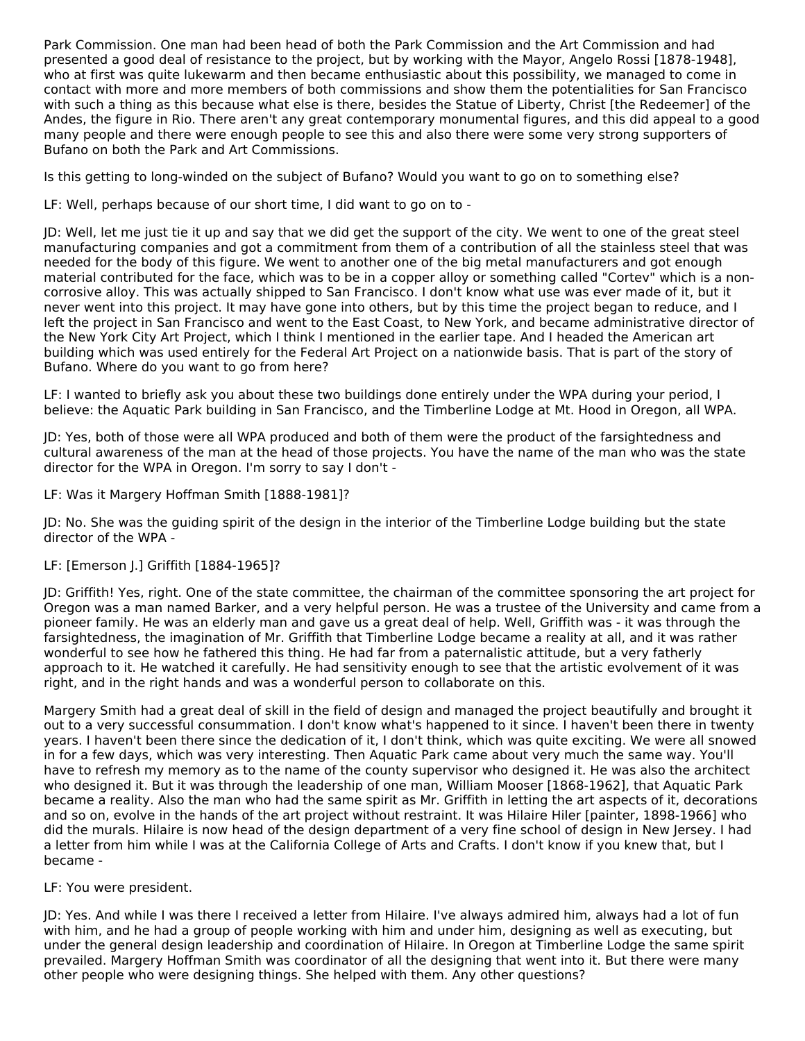Park Commission. One man had been head of both the Park Commission and the Art Commission and had presented a good deal of resistance to the project, but by working with the Mayor, Angelo Rossi [1878-1948], who at first was quite lukewarm and then became enthusiastic about this possibility, we managed to come in contact with more and more members of both commissions and show them the potentialities for San Francisco with such a thing as this because what else is there, besides the Statue of Liberty, Christ [the Redeemer] of the Andes, the figure in Rio. There aren't any great contemporary monumental figures, and this did appeal to a good many people and there were enough people to see this and also there were some very strong supporters of Bufano on both the Park and Art Commissions.

Is this getting to long-winded on the subject of Bufano? Would you want to go on to something else?

LF: Well, perhaps because of our short time, I did want to go on to -

JD: Well, let me just tie it up and say that we did get the support of the city. We went to one of the great steel manufacturing companies and got a commitment from them of a contribution of all the stainless steel that was needed for the body of this figure. We went to another one of the big metal manufacturers and got enough material contributed for the face, which was to be in a copper alloy or something called "Cortev" which is a non-corrosive alloy. This was actually shipped to San Francisco. I don't know what use was ever made of it, but it never went into this project. It may have gone into others, but by this time the project began to reduce, and I left the project in San Francisco and went to the East Coast, to New York, and became administrative director of the New York City Art Project, which I think I mentioned in the earlier tape. And I headed the American art building which was used entirely for the Federal Art Project on a nationwide basis. That is part of the story of Bufano. Where do you want to go from here?

LF: I wanted to briefly ask you about these two buildings done entirely under the WPA during your period, I believe: the Aquatic Park building in San Francisco, and the Timberline Lodge at Mt. Hood in Oregon, all WPA.

JD: Yes, both of those were all WPA produced and both of them were the product of the farsightedness and cultural awareness of the man at the head of those projects. You have the name of the man who was the state director for the WPA in Oregon. I'm sorry to say I don't -

LF: Was it Margery Hoffman Smith [1888-1981]?

JD: No. She was the guiding spirit of the design in the interior of the Timberline Lodge building but the state director of the WPA -

LF: [Emerson J.] Griffith [1884-1965]?

JD: Griffith! Yes, right. One of the state committee, the chairman of the committee sponsoring the art project for Oregon was a man named Barker, and a very helpful person. He was a trustee of the University and came from a pioneer family. He was an elderly man and gave us a great deal of help. Well, Griffith was - it was through the farsightedness, the imagination of Mr. Griffith that Timberline Lodge became a reality at all, and it was rather wonderful to see how he fathered this thing. He had far from a paternalistic attitude, but a very fatherly approach to it. He watched it carefully. He had sensitivity enough to see that the artistic evolvement of it was right, and in the right hands and was a wonderful person to collaborate on this.

Margery Smith had a great deal of skill in the field of design and managed the project beautifully and brought it out to a very successful consummation. I don't know what's happened to it since. I haven't been there in twenty years. I haven't been there since the dedication of it, I don't think, which was quite exciting. We were all snowed in for a few days, which was very interesting. Then Aquatic Park came about very much the same way. You'll have to refresh my memory as to the name of the county supervisor who designed it. He was also the architect who designed it. But it was through the leadership of one man, William Mooser [1868-1962], that Aquatic Park became a reality. Also the man who had the same spirit as Mr. Griffith in letting the art aspects of it, decorations and so on, evolve in the hands of the art project without restraint. It was Hilaire Hiler [painter, 1898-1966] who did the murals. Hilaire is now head of the design department of a very fine school of design in New Jersey. I had a letter from him while I was at the California College of Arts and Crafts. I don't know if you knew that, but I became -

LF: You were president.

JD: Yes. And while I was there I received a letter from Hilaire. I've always admired him, always had a lot of fun with him, and he had a group of people working with him and under him, designing as well as executing, but under the general design leadership and coordination of Hilaire. In Oregon at Timberline Lodge the same spirit prevailed. Margery Hoffman Smith was coordinator of all the designing that went into it. But there were many other people who were designing things. She helped with them. Any other questions?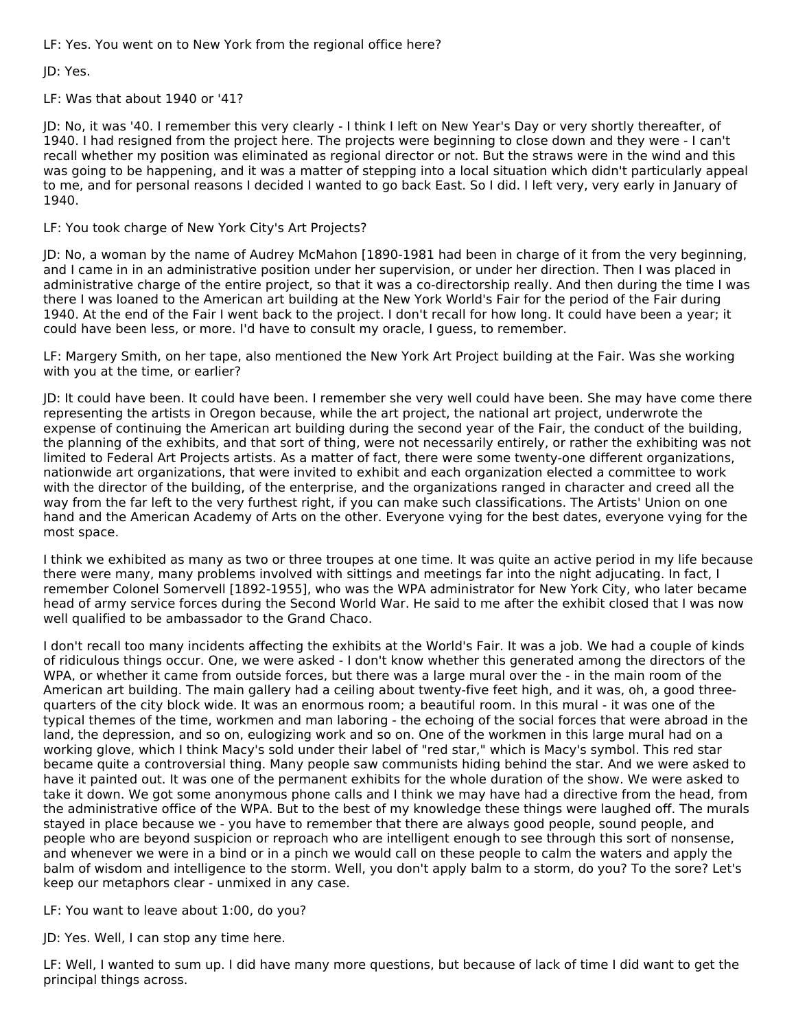LF: Yes. You went on to New York from the regional office here?

JD: Yes.

LF: Was that about 1940 or '41?

JD: No, it was '40. I remember this very clearly - I think I left on New Year's Day or very shortly thereafter, of 1940. I had resigned from the project here. The projects were beginning to close down and they were - I can't recall whether my position was eliminated as regional director or not. But the straws were in the wind and this was going to be happening, and it was a matter of stepping into a local situation which didn't particularly appeal to me, and for personal reasons I decided I wanted to go back East. So I did. I left very, very early in January of 1940.

LF: You took charge of New York City's Art Projects?

JD: No, a woman by the name of Audrey McMahon [1890-1981 had been in charge of it from the very beginning, and I came in in an administrative position under her supervision, or under her direction. Then I was placed in administrative charge of the entire project, so that it was a co-directorship really. And then during the time I was there I was loaned to the American art building at the New York World's Fair for the period of the Fair during 1940. At the end of the Fair I went back to the project. I don't recall for how long. It could have been a year; it could have been less, or more. I'd have to consult my oracle, I guess, to remember.

LF: Margery Smith, on her tape, also mentioned the New York Art Project building at the Fair. Was she working with you at the time, or earlier?

JD: It could have been. It could have been. I remember she very well could have been. She may have come there representing the artists in Oregon because, while the art project, the national art project, underwrote the expense of continuing the American art building during the second year of the Fair, the conduct of the building, the planning of the exhibits, and that sort of thing, were not necessarily entirely, or rather the exhibiting was not limited to Federal Art Projects artists. As a matter of fact, there were some twenty-one different organizations, nationwide art organizations, that were invited to exhibit and each organization elected a committee to work with the director of the building, of the enterprise, and the organizations ranged in character and creed all the way from the far left to the very furthest right, if you can make such classifications. The Artists' Union on one hand and the American Academy of Arts on the other. Everyone vying for the best dates, everyone vying for the most space.

I think we exhibited as many as two or three troupes at one time. It was quite an active period in my life because there were many, many problems involved with sittings and meetings far into the night adjucating. In fact, I remember Colonel Somervell [1892-1955], who was the WPA administrator for New York City, who later became head of army service forces during the Second World War. He said to me after the exhibit closed that I was now well qualified to be ambassador to the Grand Chaco.

I don't recall too many incidents affecting the exhibits at the World's Fair. It was a job. We had a couple of kinds of ridiculous things occur. One, we were asked - I don't know whether this generated among the directors of the WPA, or whether it came from outside forces, but there was a large mural over the - in the main room of the American art building. The main gallery had a ceiling about twenty-five feet high, and it was, oh, a good three-quarters of the city block wide. It was an enormous room; a beautiful room. In this mural - it was one of the typical themes of the time, workmen and man laboring - the echoing of the social forces that were abroad in the land, the depression, and so on, eulogizing work and so on. One of the workmen in this large mural had on a working glove, which I think Macy's sold under their label of "red star," which is Macy's symbol. This red star became quite a controversial thing. Many people saw communists hiding behind the star. And we were asked to have it painted out. It was one of the permanent exhibits for the whole duration of the show. We were asked to take it down. We got some anonymous phone calls and I think we may have had a directive from the head, from the administrative office of the WPA. But to the best of my knowledge these things were laughed off. The murals stayed in place because we - you have to remember that there are always good people, sound people, and people who are beyond suspicion or reproach who are intelligent enough to see through this sort of nonsense, and whenever we were in a bind or in a pinch we would call on these people to calm the waters and apply the balm of wisdom and intelligence to the storm. Well, you don't apply balm to a storm, do you? To the sore? Let's keep our metaphors clear - unmixed in any case.

LF: You want to leave about 1:00, do you?

JD: Yes. Well, I can stop any time here.

LF: Well, I wanted to sum up. I did have many more questions, but because of lack of time I did want to get the principal things across.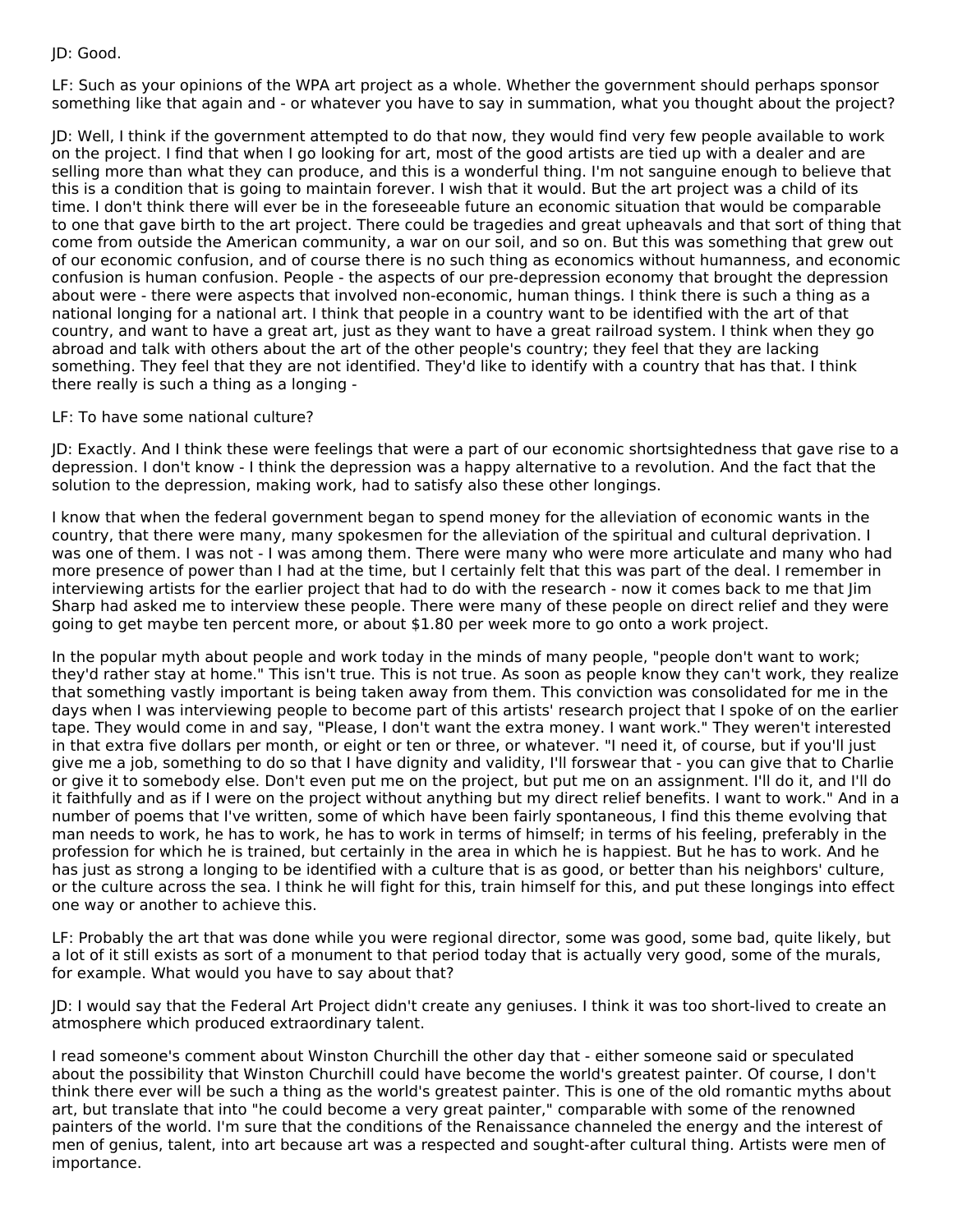JD: Good.

LF: Such as your opinions of the WPA art project as a whole. Whether the government should perhaps sponsor something like that again and - or whatever you have to say in summation, what you thought about the project?

JD: Well, I think if the government attempted to do that now, they would find very few people available to work on the project. I find that when I go looking for art, most of the good artists are tied up with a dealer and are selling more than what they can produce, and this is a wonderful thing. I'm not sanguine enough to believe that this is a condition that is going to maintain forever. I wish that it would. But the art project was a child of its time. I don't think there will ever be in the foreseeable future an economic situation that would be comparable to one that gave birth to the art project. There could be tragedies and great upheavals and that sort of thing that come from outside the American community, a war on our soil, and so on. But this was something that grew out of our economic confusion, and of course there is no such thing as economics without humanness, and economic confusion is human confusion. People - the aspects of our pre-depression economy that brought the depression about were - there were aspects that involved non-economic, human things. I think there is such a thing as a national longing for a national art. I think that people in a country want to be identified with the art of that country, and want to have a great art, just as they want to have a great railroad system. I think when they go abroad and talk with others about the art of the other people's country; they feel that they are lacking something. They feel that they are not identified. They'd like to identify with a country that has that. I think there really is such a thing as a longing -

LF: To have some national culture?

JD: Exactly. And I think these were feelings that were a part of our economic shortsightedness that gave rise to a depression. I don't know - I think the depression was a happy alternative to a revolution. And the fact that the solution to the depression, making work, had to satisfy also these other longings.

I know that when the federal government began to spend money for the alleviation of economic wants in the country, that there were many, many spokesmen for the alleviation of the spiritual and cultural deprivation. I was one of them. I was not - I was among them. There were many who were more articulate and many who had more presence of power than I had at the time, but I certainly felt that this was part of the deal. I remember in interviewing artists for the earlier project that had to do with the research - now it comes back to me that Jim Sharp had asked me to interview these people. There were many of these people on direct relief and they were going to get maybe ten percent more, or about $1.80 per week more to go onto a work project.

In the popular myth about people and work today in the minds of many people, "people don't want to work; they'd rather stay at home." This isn't true. This is not true. As soon as people know they can't work, they realize that something vastly important is being taken away from them. This conviction was consolidated for me in the days when I was interviewing people to become part of this artists' research project that I spoke of on the earlier tape. They would come in and say, "Please, I don't want the extra money. I want work." They weren't interested in that extra five dollars per month, or eight or ten or three, or whatever. "I need it, of course, but if you'll just give me a job, something to do so that I have dignity and validity, I'll forswear that - you can give that to Charlie or give it to somebody else. Don't even put me on the project, but put me on an assignment. I'll do it, and I'll do it faithfully and as if I were on the project without anything but my direct relief benefits. I want to work." And in a number of poems that I've written, some of which have been fairly spontaneous, I find this theme evolving that man needs to work, he has to work, he has to work in terms of himself; in terms of his feeling, preferably in the profession for which he is trained, but certainly in the area in which he is happiest. But he has to work. And he has just as strong a longing to be identified with a culture that is as good, or better than his neighbors' culture, or the culture across the sea. I think he will fight for this, train himself for this, and put these longings into effect one way or another to achieve this.

LF: Probably the art that was done while you were regional director, some was good, some bad, quite likely, but a lot of it still exists as sort of a monument to that period today that is actually very good, some of the murals, for example. What would you have to say about that?

JD: I would say that the Federal Art Project didn't create any geniuses. I think it was too short-lived to create an atmosphere which produced extraordinary talent.

I read someone's comment about Winston Churchill the other day that - either someone said or speculated about the possibility that Winston Churchill could have become the world's greatest painter. Of course, I don't think there ever will be such a thing as the world's greatest painter. This is one of the old romantic myths about art, but translate that into "he could become a very great painter," comparable with some of the renowned painters of the world. I'm sure that the conditions of the Renaissance channeled the energy and the interest of men of genius, talent, into art because art was a respected and sought-after cultural thing. Artists were men of importance.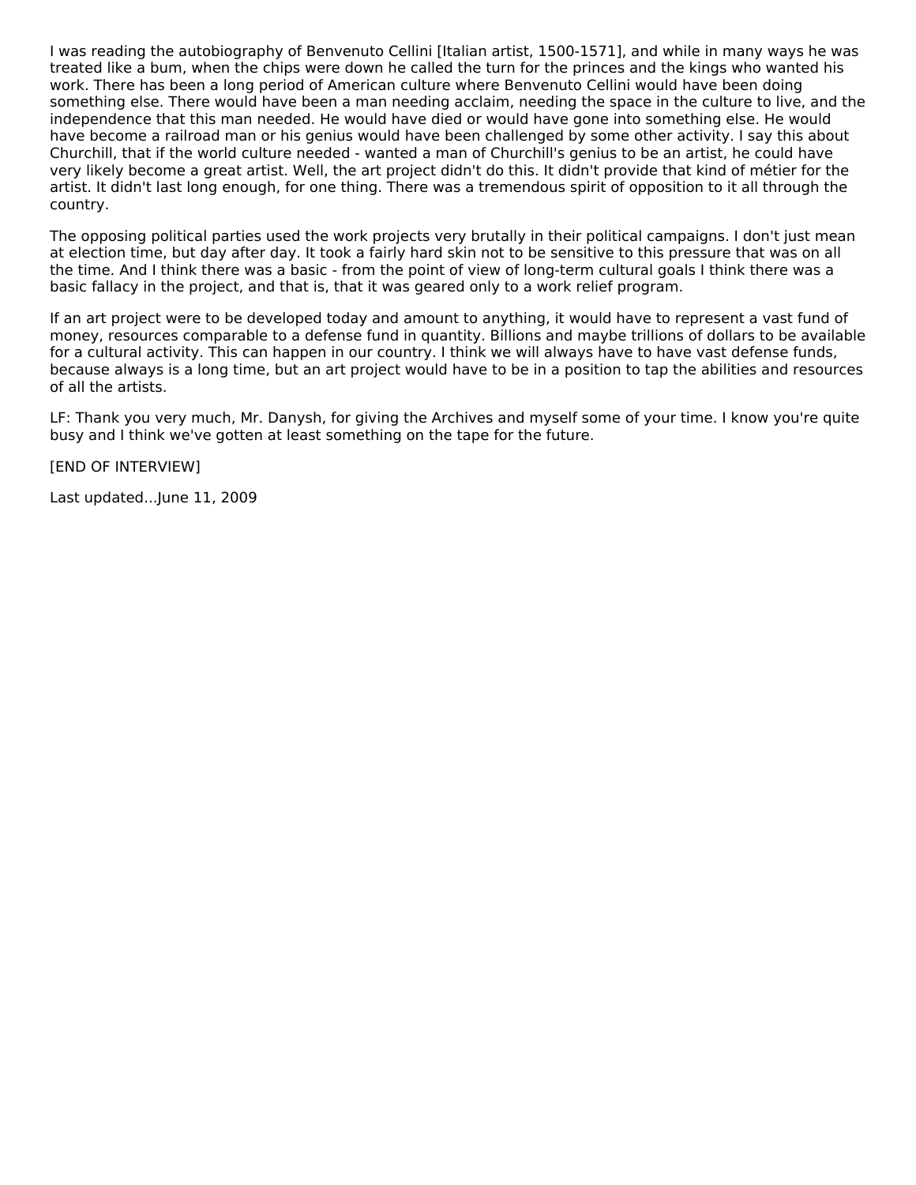I was reading the autobiography of Benvenuto Cellini [Italian artist, 1500-1571], and while in many ways he was treated like a bum, when the chips were down he called the turn for the princes and the kings who wanted his work. There has been a long period of American culture where Benvenuto Cellini would have been doing something else. There would have been a man needing acclaim, needing the space in the culture to live, and the independence that this man needed. He would have died or would have gone into something else. He would have become a railroad man or his genius would have been challenged by some other activity. I say this about Churchill, that if the world culture needed - wanted a man of Churchill's genius to be an artist, he could have very likely become a great artist. Well, the art project didn't do this. It didn't provide that kind of métier for the artist. It didn't last long enough, for one thing. There was a tremendous spirit of opposition to it all through the country.

The opposing political parties used the work projects very brutally in their political campaigns. I don't just mean at election time, but day after day. It took a fairly hard skin not to be sensitive to this pressure that was on all the time. And I think there was a basic - from the point of view of long-term cultural goals I think there was a basic fallacy in the project, and that is, that it was geared only to a work relief program.

If an art project were to be developed today and amount to anything, it would have to represent a vast fund of money, resources comparable to a defense fund in quantity. Billions and maybe trillions of dollars to be available for a cultural activity. This can happen in our country. I think we will always have to have vast defense funds, because always is a long time, but an art project would have to be in a position to tap the abilities and resources of all the artists.

LF: Thank you very much, Mr. Danysh, for giving the Archives and myself some of your time. I know you're quite busy and I think we've gotten at least something on the tape for the future.

[END OF INTERVIEW]

Last updated...June 11, 2009